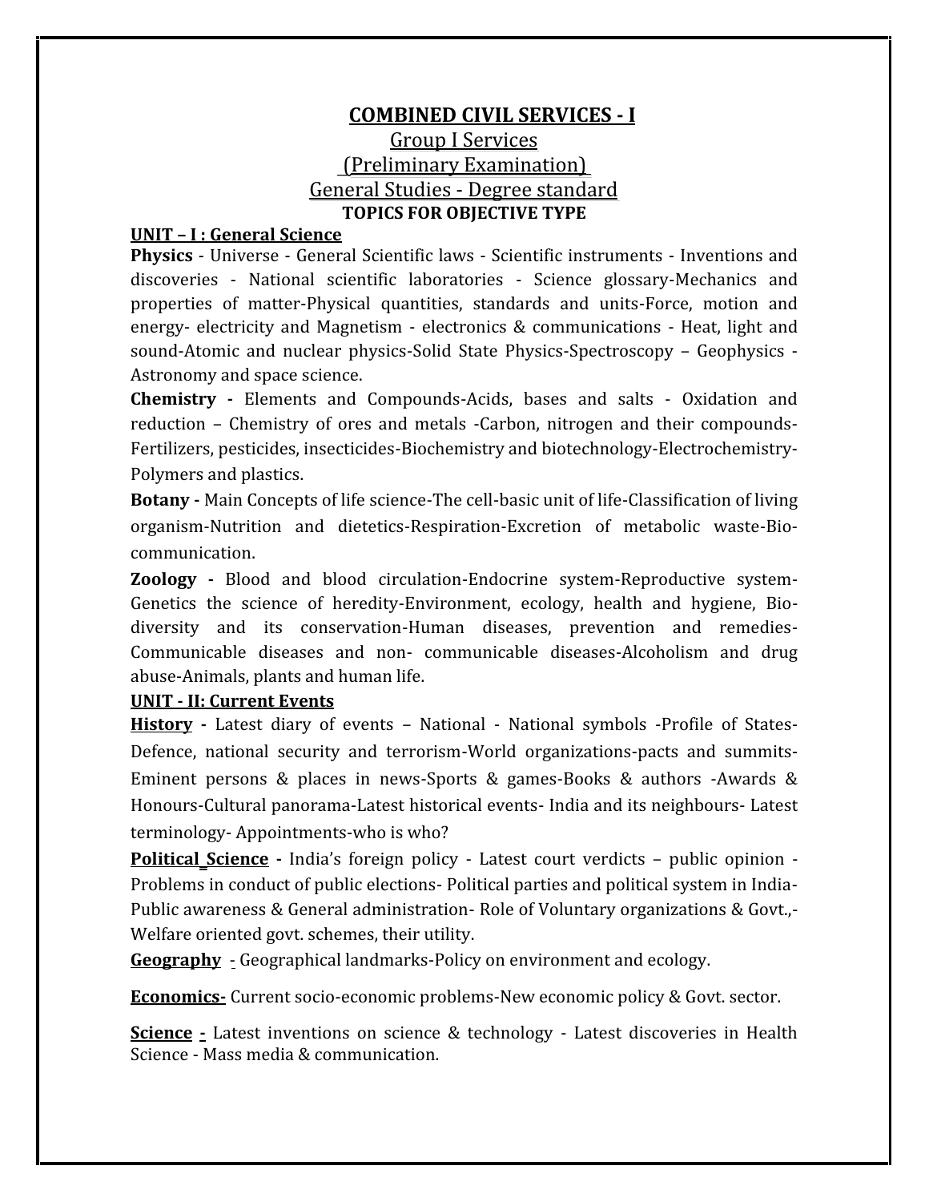# COMBINED CIVIL SERVICES - I

## Group I Services

## (Preliminary Examination)

## General Studies - Degree standard

**TOPICS FOR OBJECTIVE TYPE**

### UNIT – I : General Science

**Physics** - Universe - General Scientific laws - Scientific instruments - Inventions and discoveries - National scientific laboratories - Science glossary-Mechanics and properties of matter-Physical quantities, standards and units-Force, motion and energy- electricity and Magnetism - electronics & communications - Heat, light and sound-Atomic and nuclear physics-Solid State Physics-Spectroscopy – Geophysics - Astronomy and space science.

**Chemistry -** Elements and Compounds-Acids, bases and salts - Oxidation and reduction – Chemistry of ores and metals -Carbon, nitrogen and their compounds-Fertilizers, pesticides, insecticides-Biochemistry and biotechnology-Electrochemistry-Polymers and plastics.

**Botany -** Main Concepts of life science-The cell-basic unit of life-Classification of living organism-Nutrition and dietetics-Respiration-Excretion of metabolic waste-Bio-communication.

**Zoology -** Blood and blood circulation-Endocrine system-Reproductive system-Genetics the science of heredity-Environment, ecology, health and hygiene, Bio-diversity and its conservation-Human diseases, prevention and remedies-Communicable diseases and non- communicable diseases-Alcoholism and drug abuse-Animals, plants and human life.

### UNIT - II: Current Events

**History -** Latest diary of events – National - National symbols -Profile of States-Defence, national security and terrorism-World organizations-pacts and summits-Eminent persons & places in news-Sports & games-Books & authors -Awards & Honours-Cultural panorama-Latest historical events- India and its neighbours- Latest terminology- Appointments-who is who?

**Political Science -** India's foreign policy - Latest court verdicts – public opinion - Problems in conduct of public elections- Political parties and political system in India- Public awareness & General administration- Role of Voluntary organizations & Govt.,- Welfare oriented govt. schemes, their utility.

**Geography** - Geographical landmarks-Policy on environment and ecology.

**Economics-** Current socio-economic problems-New economic policy & Govt. sector.

**Science -** Latest inventions on science & technology - Latest discoveries in Health Science - Mass media & communication.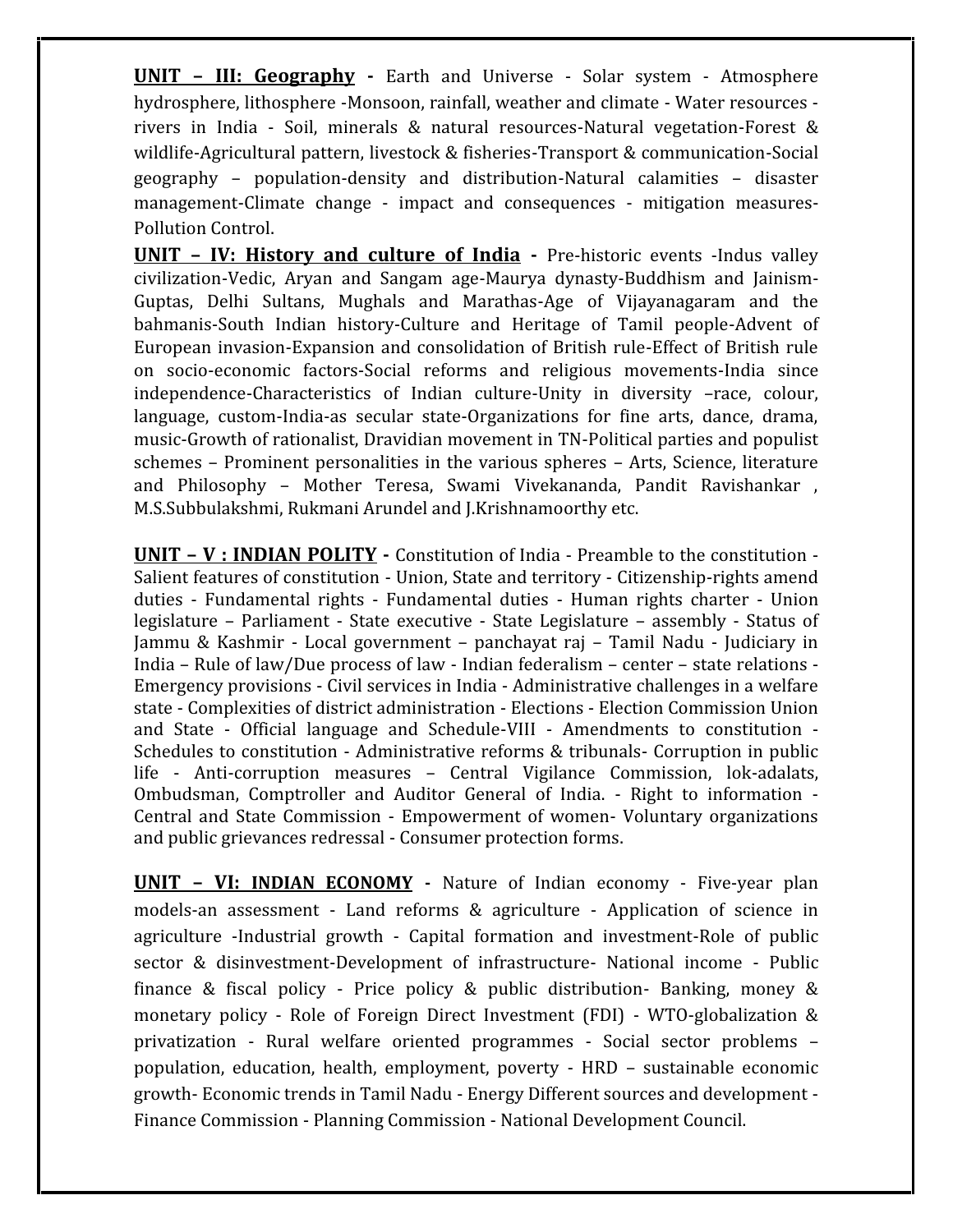**UNIT – III: Geography** - Earth and Universe - Solar system - Atmosphere hydrosphere, lithosphere -Monsoon, rainfall, weather and climate - Water resources - rivers in India - Soil, minerals & natural resources-Natural vegetation-Forest & wildlife-Agricultural pattern, livestock & fisheries-Transport & communication-Social geography – population-density and distribution-Natural calamities – disaster management-Climate change - impact and consequences - mitigation measures-Pollution Control.

**UNIT – IV: History and culture of India** - Pre-historic events -Indus valley civilization-Vedic, Aryan and Sangam age-Maurya dynasty-Buddhism and Jainism-Guptas, Delhi Sultans, Mughals and Marathas-Age of Vijayanagaram and the bahmanis-South Indian history-Culture and Heritage of Tamil people-Advent of European invasion-Expansion and consolidation of British rule-Effect of British rule on socio-economic factors-Social reforms and religious movements-India since independence-Characteristics of Indian culture-Unity in diversity –race, colour, language, custom-India-as secular state-Organizations for fine arts, dance, drama, music-Growth of rationalist, Dravidian movement in TN-Political parties and populist schemes – Prominent personalities in the various spheres – Arts, Science, literature and Philosophy – Mother Teresa, Swami Vivekananda, Pandit Ravishankar , M.S.Subbulakshmi, Rukmani Arundel and J.Krishnamoorthy etc.

**UNIT – V : INDIAN POLITY** - Constitution of India - Preamble to the constitution - Salient features of constitution - Union, State and territory - Citizenship-rights amend duties - Fundamental rights - Fundamental duties - Human rights charter - Union legislature – Parliament - State executive - State Legislature – assembly - Status of Jammu & Kashmir - Local government – panchayat raj – Tamil Nadu - Judiciary in India – Rule of law/Due process of law - Indian federalism – center – state relations - Emergency provisions - Civil services in India - Administrative challenges in a welfare state - Complexities of district administration - Elections - Election Commission Union and State - Official language and Schedule-VIII - Amendments to constitution - Schedules to constitution - Administrative reforms & tribunals- Corruption in public life - Anti-corruption measures – Central Vigilance Commission, lok-adalats, Ombudsman, Comptroller and Auditor General of India. - Right to information - Central and State Commission - Empowerment of women- Voluntary organizations and public grievances redressal - Consumer protection forms.

**UNIT – VI: INDIAN ECONOMY** - Nature of Indian economy - Five-year plan models-an assessment - Land reforms & agriculture - Application of science in agriculture -Industrial growth - Capital formation and investment-Role of public sector & disinvestment-Development of infrastructure- National income - Public finance & fiscal policy - Price policy & public distribution- Banking, money & monetary policy - Role of Foreign Direct Investment (FDI) - WTO-globalization & privatization - Rural welfare oriented programmes - Social sector problems – population, education, health, employment, poverty - HRD – sustainable economic growth- Economic trends in Tamil Nadu - Energy Different sources and development - Finance Commission - Planning Commission - National Development Council.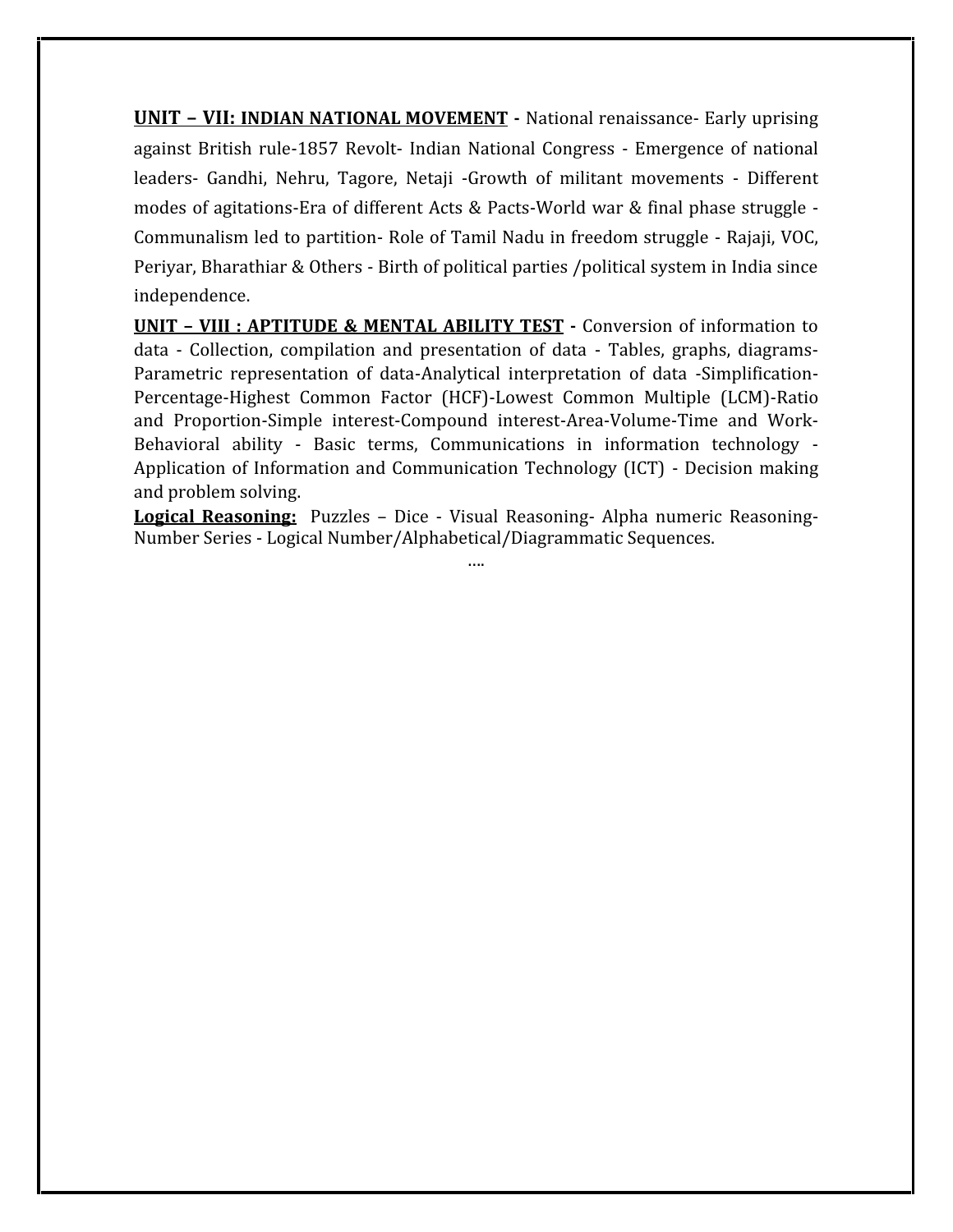**UNIT – VII: INDIAN NATIONAL MOVEMENT -** National renaissance- Early uprising against British rule-1857 Revolt- Indian National Congress - Emergence of national leaders- Gandhi, Nehru, Tagore, Netaji -Growth of militant movements - Different modes of agitations-Era of different Acts & Pacts-World war & final phase struggle - Communalism led to partition- Role of Tamil Nadu in freedom struggle - Rajaji, VOC, Periyar, Bharathiar & Others - Birth of political parties /political system in India since independence.

**UNIT – VIII : APTITUDE & MENTAL ABILITY TEST -** Conversion of information to data - Collection, compilation and presentation of data - Tables, graphs, diagrams-Parametric representation of data-Analytical interpretation of data -Simplification-Percentage-Highest Common Factor (HCF)-Lowest Common Multiple (LCM)-Ratio and Proportion-Simple interest-Compound interest-Area-Volume-Time and Work-Behavioral ability - Basic terms, Communications in information technology - Application of Information and Communication Technology (ICT) - Decision making and problem solving.

**Logical Reasoning:** Puzzles – Dice - Visual Reasoning- Alpha numeric Reasoning-Number Series - Logical Number/Alphabetical/Diagrammatic Sequences.

....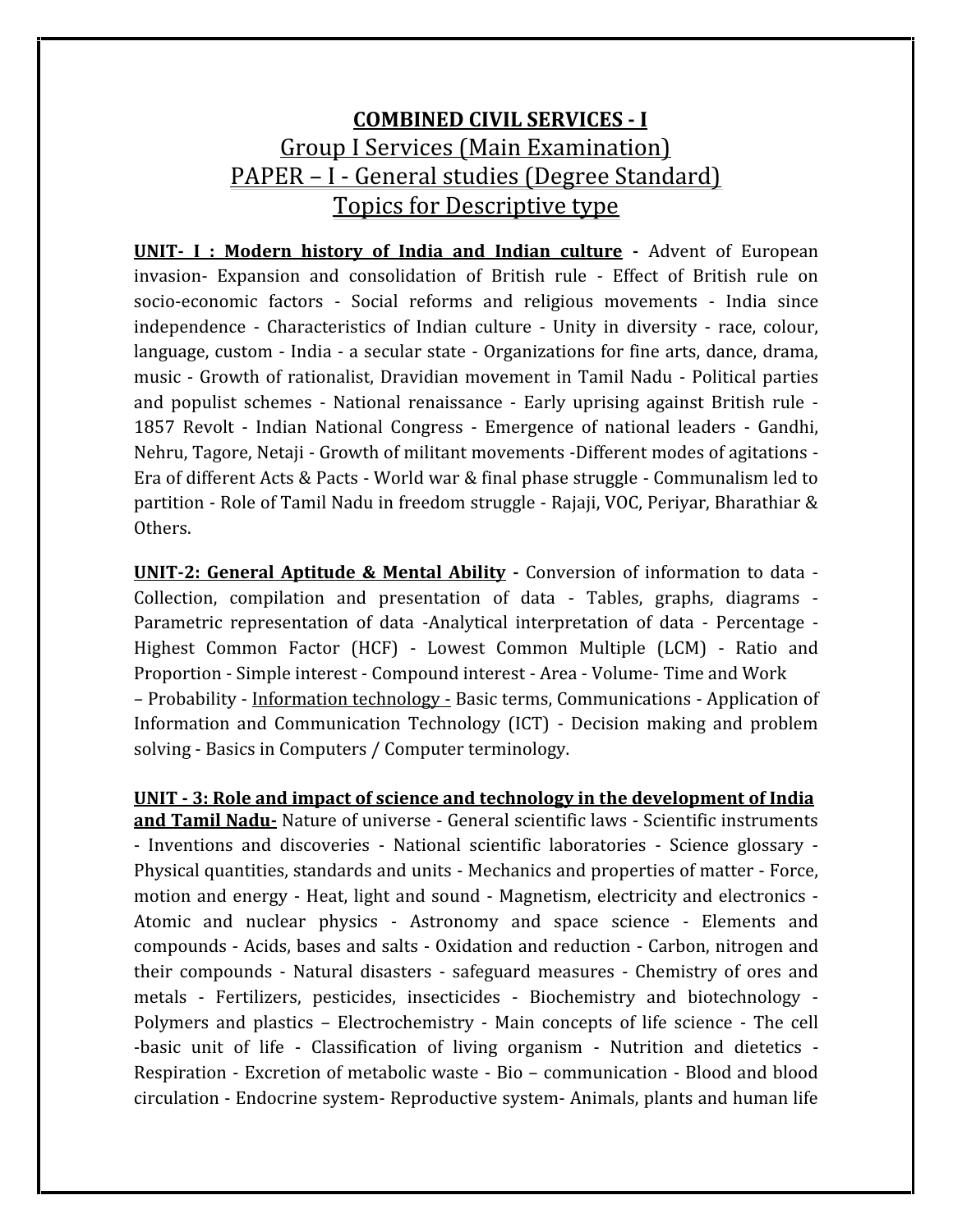## COMBINED CIVIL SERVICES - I

## Group I Services (Main Examination)

## PAPER – I - General studies (Degree Standard)

## Topics for Descriptive type

**UNIT- I : Modern history of India and Indian culture -** Advent of European invasion- Expansion and consolidation of British rule - Effect of British rule on socio-economic factors - Social reforms and religious movements - India since independence - Characteristics of Indian culture - Unity in diversity - race, colour, language, custom - India - a secular state - Organizations for fine arts, dance, drama, music - Growth of rationalist, Dravidian movement in Tamil Nadu - Political parties and populist schemes - National renaissance - Early uprising against British rule - 1857 Revolt - Indian National Congress - Emergence of national leaders - Gandhi, Nehru, Tagore, Netaji - Growth of militant movements -Different modes of agitations - Era of different Acts & Pacts - World war & final phase struggle - Communalism led to partition - Role of Tamil Nadu in freedom struggle - Rajaji, VOC, Periyar, Bharathiar & Others.

**UNIT-2: General Aptitude & Mental Ability -** Conversion of information to data - Collection, compilation and presentation of data - Tables, graphs, diagrams - Parametric representation of data -Analytical interpretation of data - Percentage - Highest Common Factor (HCF) - Lowest Common Multiple (LCM) - Ratio and Proportion - Simple interest - Compound interest - Area - Volume- Time and Work – Probability - Information technology - Basic terms, Communications - Application of Information and Communication Technology (ICT) - Decision making and problem solving - Basics in Computers / Computer terminology.

**UNIT - 3: Role and impact of science and technology in the development of India and Tamil Nadu-** Nature of universe - General scientific laws - Scientific instruments - Inventions and discoveries - National scientific laboratories - Science glossary - Physical quantities, standards and units - Mechanics and properties of matter - Force, motion and energy - Heat, light and sound - Magnetism, electricity and electronics - Atomic and nuclear physics - Astronomy and space science - Elements and compounds - Acids, bases and salts - Oxidation and reduction - Carbon, nitrogen and their compounds - Natural disasters - safeguard measures - Chemistry of ores and metals - Fertilizers, pesticides, insecticides - Biochemistry and biotechnology - Polymers and plastics – Electrochemistry - Main concepts of life science - The cell -basic unit of life - Classification of living organism - Nutrition and dietetics - Respiration - Excretion of metabolic waste - Bio – communication - Blood and blood circulation - Endocrine system- Reproductive system- Animals, plants and human life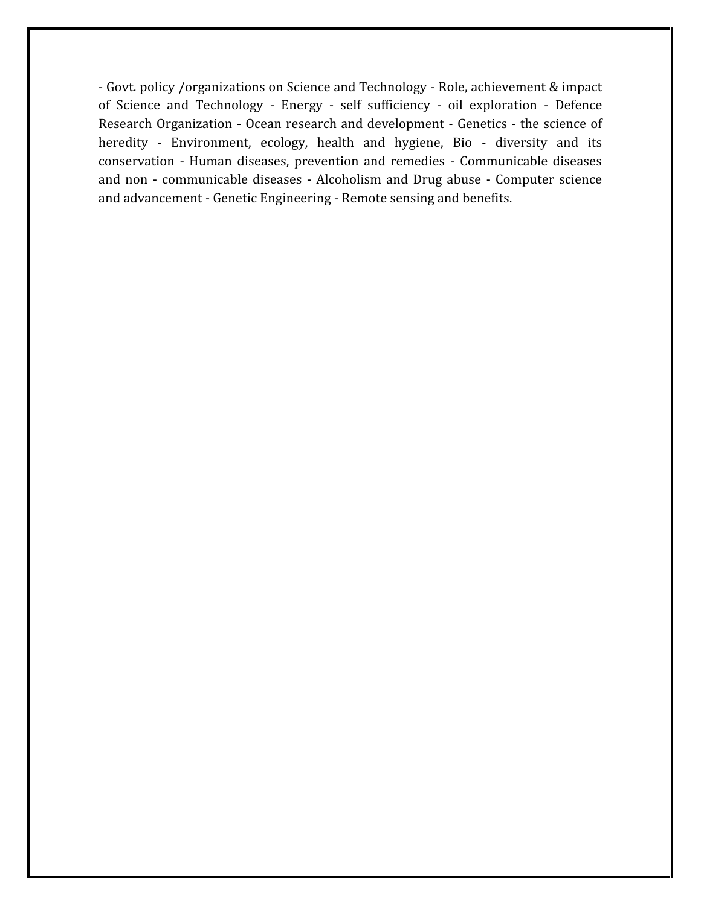- Govt. policy /organizations on Science and Technology - Role, achievement & impact of Science and Technology - Energy - self sufficiency - oil exploration - Defence Research Organization - Ocean research and development - Genetics - the science of heredity - Environment, ecology, health and hygiene, Bio - diversity and its conservation - Human diseases, prevention and remedies - Communicable diseases and non - communicable diseases - Alcoholism and Drug abuse - Computer science and advancement - Genetic Engineering - Remote sensing and benefits.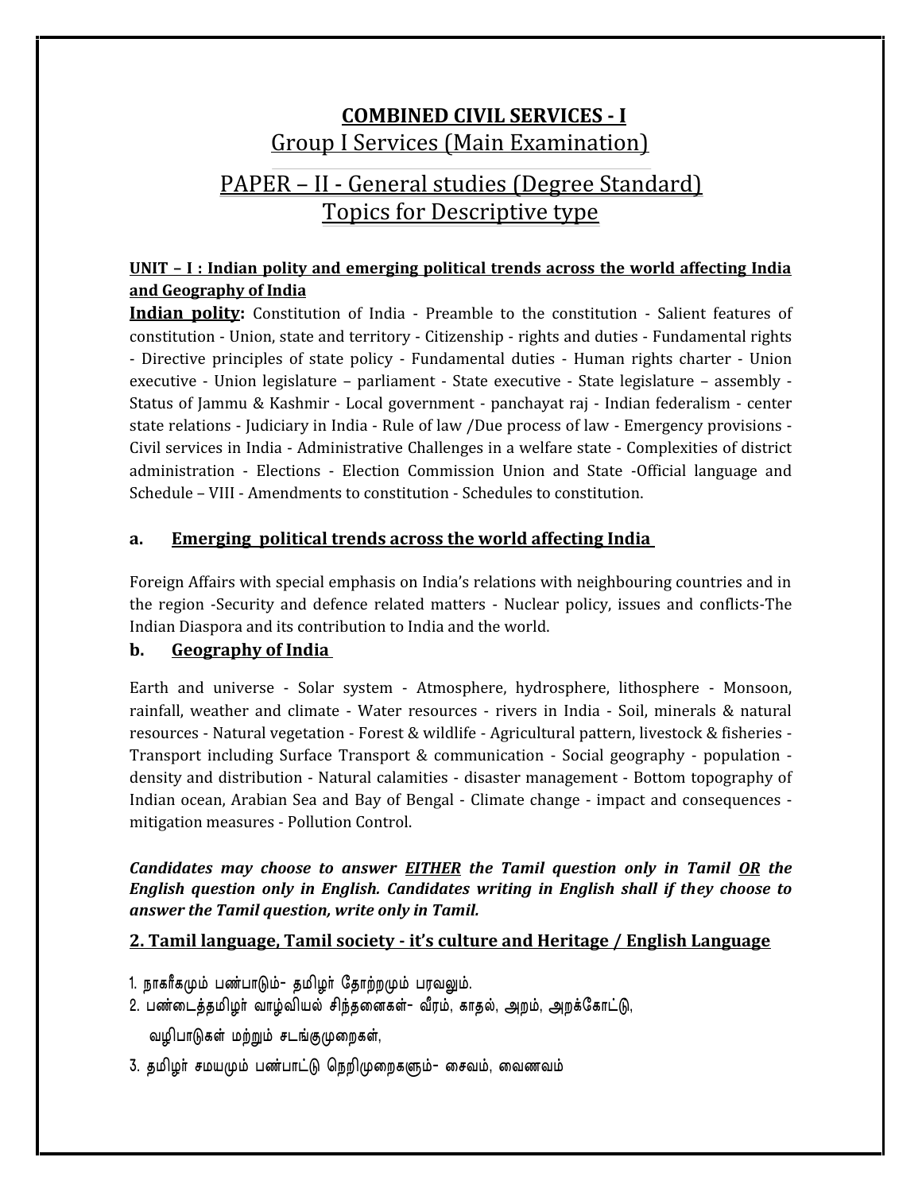# COMBINED CIVIL SERVICES - I

## Group I Services (Main Examination)

## PAPER – II - General studies (Degree Standard)

## Topics for Descriptive type

**UNIT – I : Indian polity and emerging political trends across the world affecting India and Geography of India**

**Indian polity:** Constitution of India - Preamble to the constitution - Salient features of constitution - Union, state and territory - Citizenship - rights and duties - Fundamental rights - Directive principles of state policy - Fundamental duties - Human rights charter - Union executive - Union legislature – parliament - State executive - State legislature – assembly - Status of Jammu & Kashmir - Local government - panchayat raj - Indian federalism - center state relations - Judiciary in India - Rule of law /Due process of law - Emergency provisions - Civil services in India - Administrative Challenges in a welfare state - Complexities of district administration - Elections - Election Commission Union and State -Official language and Schedule – VIII - Amendments to constitution - Schedules to constitution.

### a. Emerging political trends across the world affecting India

Foreign Affairs with special emphasis on India's relations with neighbouring countries and in the region -Security and defence related matters - Nuclear policy, issues and conflicts-The Indian Diaspora and its contribution to India and the world.

### b. Geography of India

Earth and universe - Solar system - Atmosphere, hydrosphere, lithosphere - Monsoon, rainfall, weather and climate - Water resources - rivers in India - Soil, minerals & natural resources - Natural vegetation - Forest & wildlife - Agricultural pattern, livestock & fisheries - Transport including Surface Transport & communication - Social geography - population - density and distribution - Natural calamities - disaster management - Bottom topography of Indian ocean, Arabian Sea and Bay of Bengal - Climate change - impact and consequences - mitigation measures - Pollution Control.

***Candidates may choose to answer EITHER the Tamil question only in Tamil OR the English question only in English. Candidates writing in English shall if they choose to answer the Tamil question, write only in Tamil.***

## 2. Tamil language, Tamil society - it's culture and Heritage / English Language

1. நாகரீகமும் பண்பாடும்- தமிழர் தோற்றமும் பரவலும்.
2. பண்டைத்தமிழர் வாழ்வியல் சிந்தனைகள்- வீரம், காதல், அறம், அறக்கோட்டு, வழிபாடுகள் மற்றும் சடங்குமுறைகள்,
3. தமிழர் சமயமும் பண்பாட்டு நெறிமுறைகளும்- சைவம், வைணவம்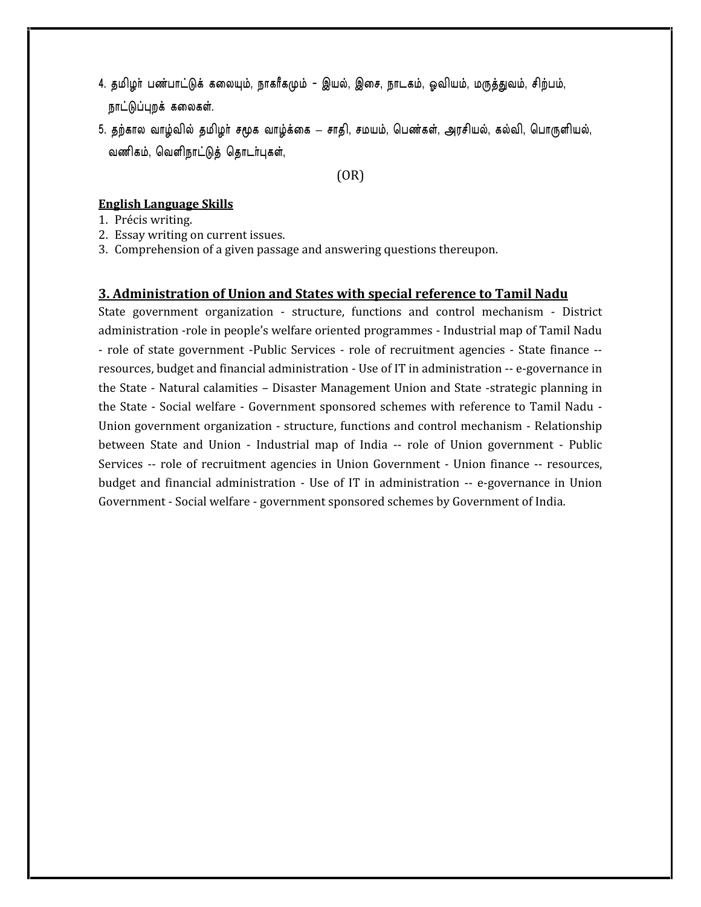4. தமிழர் பண்பாட்டுக் கலையும், நாகரீகமும் - இயல், இசை, நாடகம், ஓவியம், மருத்துவம், சிற்பம், நாட்டுப்புறக் கலைகள்.
5. தற்கால வாழ்வில் தமிழர் சமூக வாழ்க்கை – சாதி, சமயம், பெண்கள், அரசியல், கல்வி, பொருளியல், வணிகம், வெளிநாட்டுத் தொடர்புகள்,

(OR)

**English Language Skills**

1. Précis writing.
2. Essay writing on current issues.
3. Comprehension of a given passage and answering questions thereupon.

## 3. Administration of Union and States with special reference to Tamil Nadu

State government organization - structure, functions and control mechanism - District administration -role in people's welfare oriented programmes - Industrial map of Tamil Nadu - role of state government -Public Services - role of recruitment agencies - State finance -- resources, budget and financial administration - Use of IT in administration -- e-governance in the State - Natural calamities – Disaster Management Union and State -strategic planning in the State - Social welfare - Government sponsored schemes with reference to Tamil Nadu - Union government organization - structure, functions and control mechanism - Relationship between State and Union - Industrial map of India -- role of Union government - Public Services -- role of recruitment agencies in Union Government - Union finance -- resources, budget and financial administration - Use of IT in administration -- e-governance in Union Government - Social welfare - government sponsored schemes by Government of India.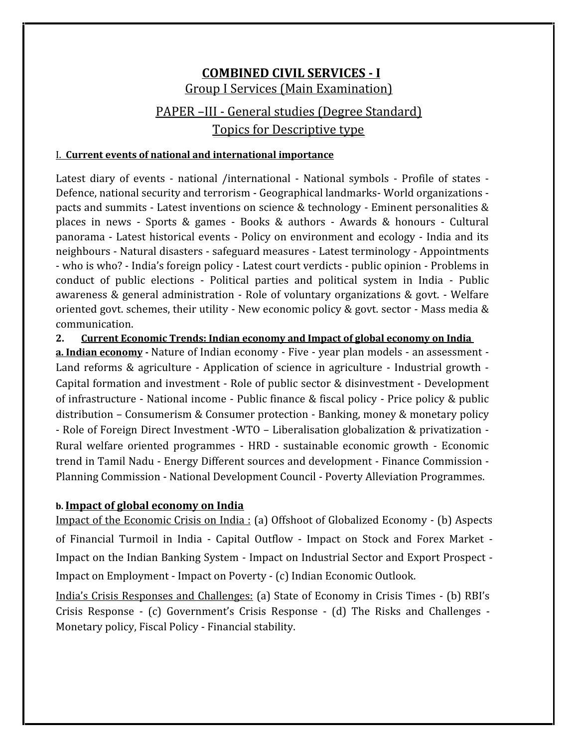# COMBINED CIVIL SERVICES - I

## Group I Services (Main Examination)

## PAPER –III - General studies (Degree Standard)

## Topics for Descriptive type

### I. **Current events of national and international importance**

Latest diary of events - national /international - National symbols - Profile of states - Defence, national security and terrorism - Geographical landmarks- World organizations - pacts and summits - Latest inventions on science & technology - Eminent personalities & places in news - Sports & games - Books & authors - Awards & honours - Cultural panorama - Latest historical events - Policy on environment and ecology - India and its neighbours - Natural disasters - safeguard measures - Latest terminology - Appointments - who is who? - India's foreign policy - Latest court verdicts - public opinion - Problems in conduct of public elections - Political parties and political system in India - Public awareness & general administration - Role of voluntary organizations & govt. - Welfare oriented govt. schemes, their utility - New economic policy & govt. sector - Mass media & communication.

### 2. **Current Economic Trends: Indian economy and Impact of global economy on India**

**a. Indian economy -** Nature of Indian economy - Five - year plan models - an assessment - Land reforms & agriculture - Application of science in agriculture - Industrial growth - Capital formation and investment - Role of public sector & disinvestment - Development of infrastructure - National income - Public finance & fiscal policy - Price policy & public distribution – Consumerism & Consumer protection - Banking, money & monetary policy - Role of Foreign Direct Investment -WTO – Liberalisation globalization & privatization - Rural welfare oriented programmes - HRD - sustainable economic growth - Economic trend in Tamil Nadu - Energy Different sources and development - Finance Commission - Planning Commission - National Development Council - Poverty Alleviation Programmes.

**b. Impact of global economy on India**

Impact of the Economic Crisis on India : (a) Offshoot of Globalized Economy - (b) Aspects of Financial Turmoil in India - Capital Outflow - Impact on Stock and Forex Market - Impact on the Indian Banking System - Impact on Industrial Sector and Export Prospect - Impact on Employment - Impact on Poverty - (c) Indian Economic Outlook.

India's Crisis Responses and Challenges: (a) State of Economy in Crisis Times - (b) RBI's Crisis Response - (c) Government's Crisis Response - (d) The Risks and Challenges - Monetary policy, Fiscal Policy - Financial stability.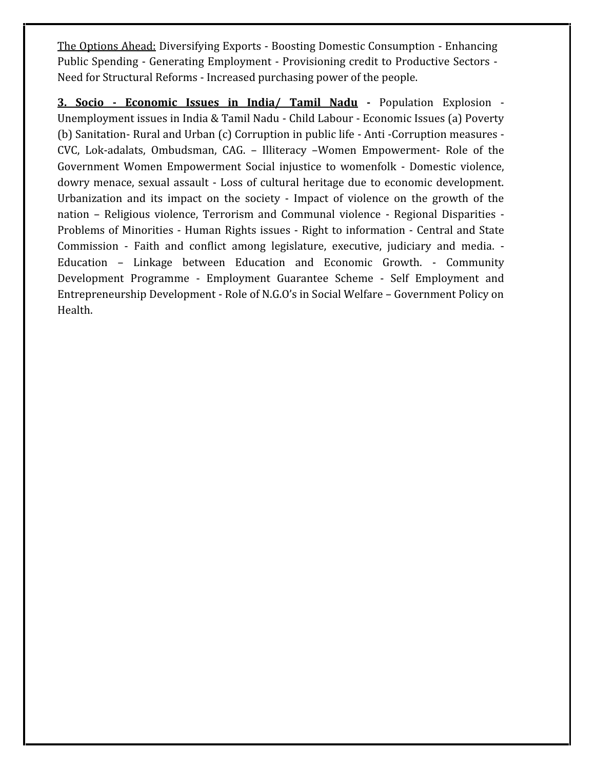<u>The Options Ahead:</u> Diversifying Exports - Boosting Domestic Consumption - Enhancing Public Spending - Generating Employment - Provisioning credit to Productive Sectors - Need for Structural Reforms - Increased purchasing power of the people.

**<u>3. Socio - Economic Issues in India/ Tamil Nadu</u> -** Population Explosion - Unemployment issues in India & Tamil Nadu - Child Labour - Economic Issues (a) Poverty (b) Sanitation- Rural and Urban (c) Corruption in public life - Anti -Corruption measures - CVC, Lok-adalats, Ombudsman, CAG. – Illiteracy –Women Empowerment- Role of the Government Women Empowerment Social injustice to womenfolk - Domestic violence, dowry menace, sexual assault - Loss of cultural heritage due to economic development. Urbanization and its impact on the society - Impact of violence on the growth of the nation – Religious violence, Terrorism and Communal violence - Regional Disparities - Problems of Minorities - Human Rights issues - Right to information - Central and State Commission - Faith and conflict among legislature, executive, judiciary and media. - Education – Linkage between Education and Economic Growth. - Community Development Programme - Employment Guarantee Scheme - Self Employment and Entrepreneurship Development - Role of N.G.O's in Social Welfare – Government Policy on Health.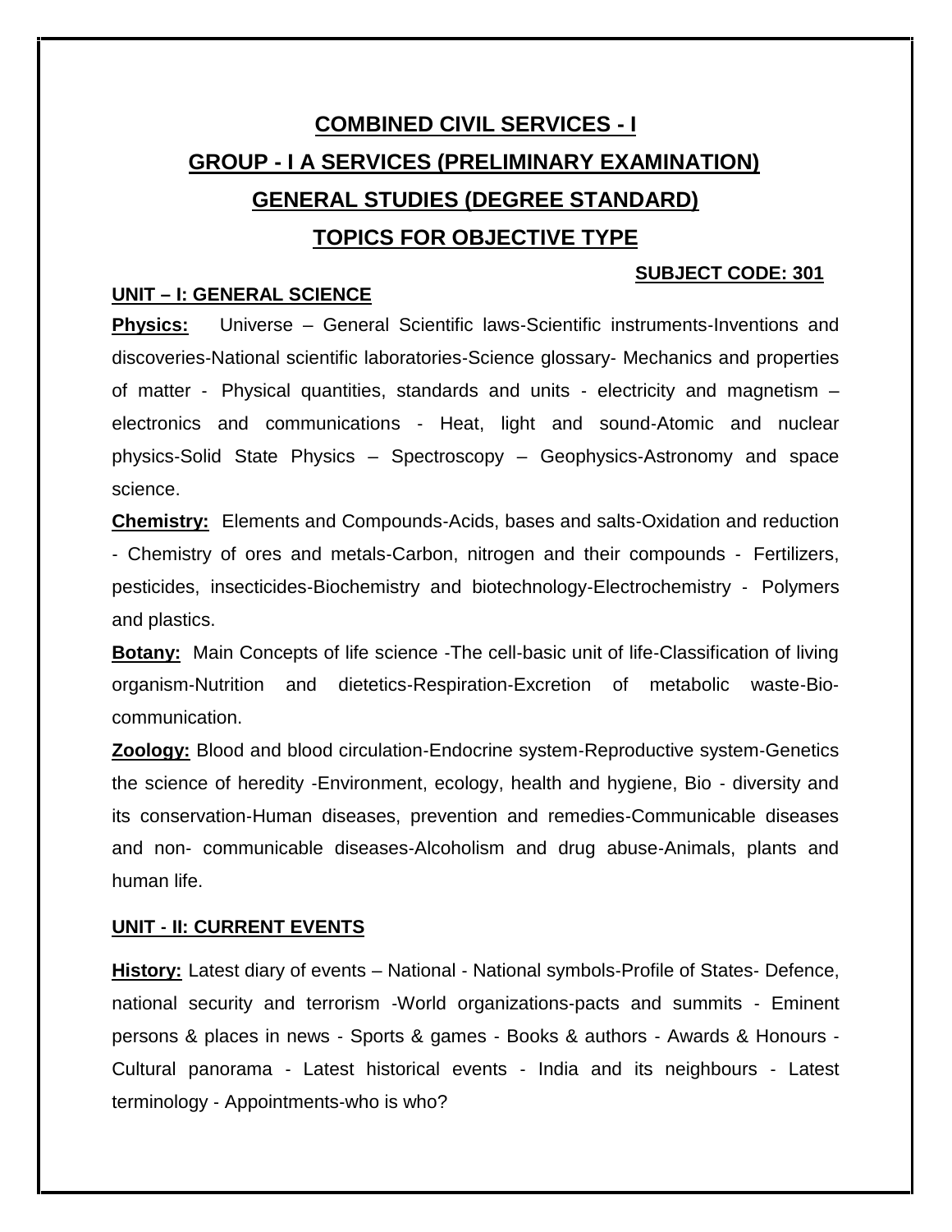# COMBINED CIVIL SERVICES - I

## GROUP - I A SERVICES (PRELIMINARY EXAMINATION)

## GENERAL STUDIES (DEGREE STANDARD)

## TOPICS FOR OBJECTIVE TYPE

**SUBJECT CODE: 301**

### UNIT – I: GENERAL SCIENCE

**Physics:** Universe – General Scientific laws-Scientific instruments-Inventions and discoveries-National scientific laboratories-Science glossary- Mechanics and properties of matter - Physical quantities, standards and units - electricity and magnetism – electronics and communications - Heat, light and sound-Atomic and nuclear physics-Solid State Physics – Spectroscopy – Geophysics-Astronomy and space science.

**Chemistry:** Elements and Compounds-Acids, bases and salts-Oxidation and reduction - Chemistry of ores and metals-Carbon, nitrogen and their compounds - Fertilizers, pesticides, insecticides-Biochemistry and biotechnology-Electrochemistry - Polymers and plastics.

**Botany:** Main Concepts of life science -The cell-basic unit of life-Classification of living organism-Nutrition and dietetics-Respiration-Excretion of metabolic waste-Bio-communication.

**Zoology:** Blood and blood circulation-Endocrine system-Reproductive system-Genetics the science of heredity -Environment, ecology, health and hygiene, Bio - diversity and its conservation-Human diseases, prevention and remedies-Communicable diseases and non- communicable diseases-Alcoholism and drug abuse-Animals, plants and human life.

### UNIT - II: CURRENT EVENTS

**History:** Latest diary of events – National - National symbols-Profile of States- Defence, national security and terrorism -World organizations-pacts and summits - Eminent persons & places in news - Sports & games - Books & authors - Awards & Honours - Cultural panorama - Latest historical events - India and its neighbours - Latest terminology - Appointments-who is who?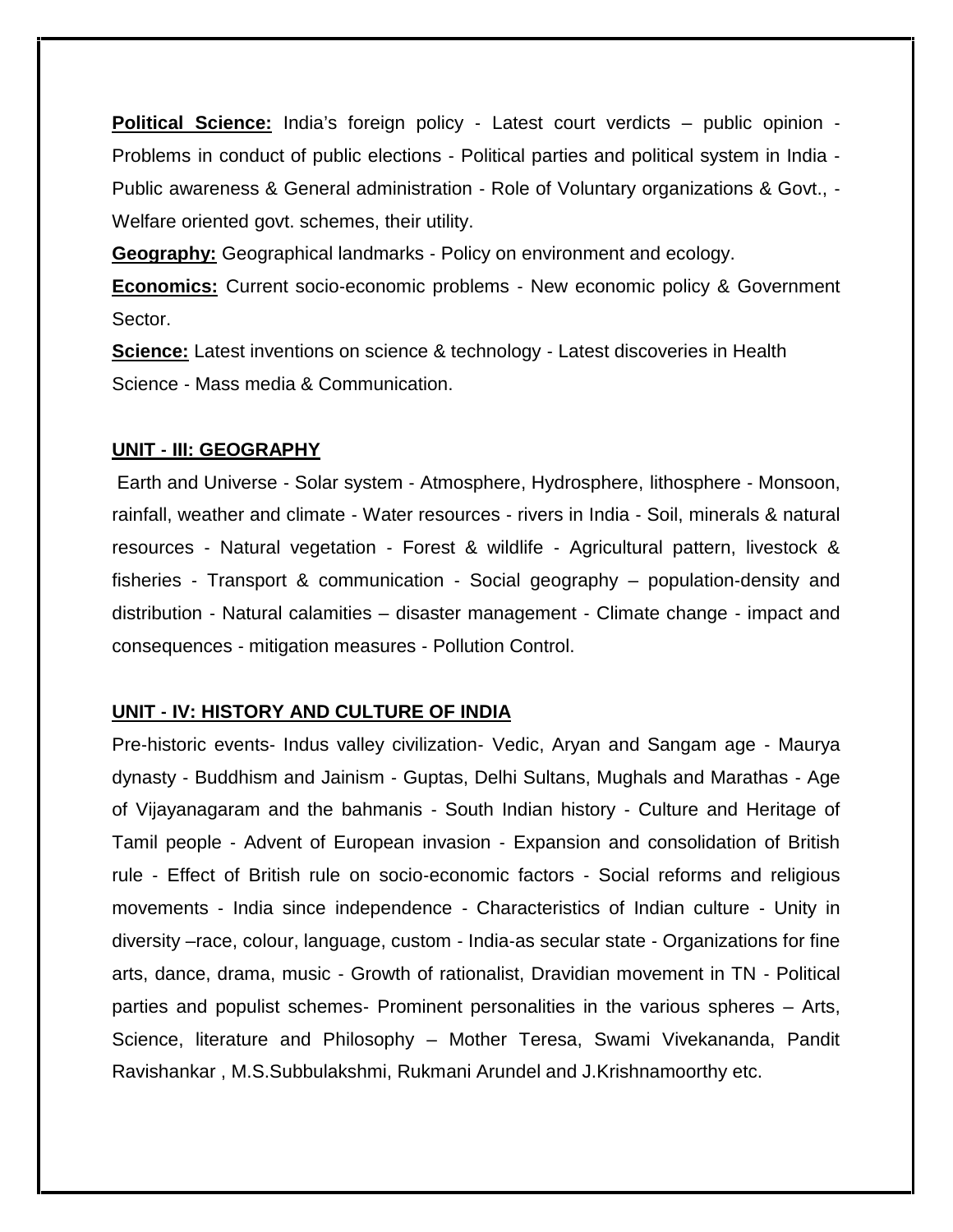**Political Science:** India's foreign policy - Latest court verdicts – public opinion - Problems in conduct of public elections - Political parties and political system in India - Public awareness & General administration - Role of Voluntary organizations & Govt., - Welfare oriented govt. schemes, their utility.

**Geography:** Geographical landmarks - Policy on environment and ecology.

**Economics:** Current socio-economic problems - New economic policy & Government Sector.

**Science:** Latest inventions on science & technology - Latest discoveries in Health Science - Mass media & Communication.

**UNIT - III: GEOGRAPHY**

Earth and Universe - Solar system - Atmosphere, Hydrosphere, lithosphere - Monsoon, rainfall, weather and climate - Water resources - rivers in India - Soil, minerals & natural resources - Natural vegetation - Forest & wildlife - Agricultural pattern, livestock & fisheries - Transport & communication - Social geography – population-density and distribution - Natural calamities – disaster management - Climate change - impact and consequences - mitigation measures - Pollution Control.

**UNIT - IV: HISTORY AND CULTURE OF INDIA**

Pre-historic events- Indus valley civilization- Vedic, Aryan and Sangam age - Maurya dynasty - Buddhism and Jainism - Guptas, Delhi Sultans, Mughals and Marathas - Age of Vijayanagaram and the bahmanis - South Indian history - Culture and Heritage of Tamil people - Advent of European invasion - Expansion and consolidation of British rule - Effect of British rule on socio-economic factors - Social reforms and religious movements - India since independence - Characteristics of Indian culture - Unity in diversity –race, colour, language, custom - India-as secular state - Organizations for fine arts, dance, drama, music - Growth of rationalist, Dravidian movement in TN - Political parties and populist schemes- Prominent personalities in the various spheres – Arts, Science, literature and Philosophy – Mother Teresa, Swami Vivekananda, Pandit Ravishankar , M.S.Subbulakshmi, Rukmani Arundel and J.Krishnamoorthy etc.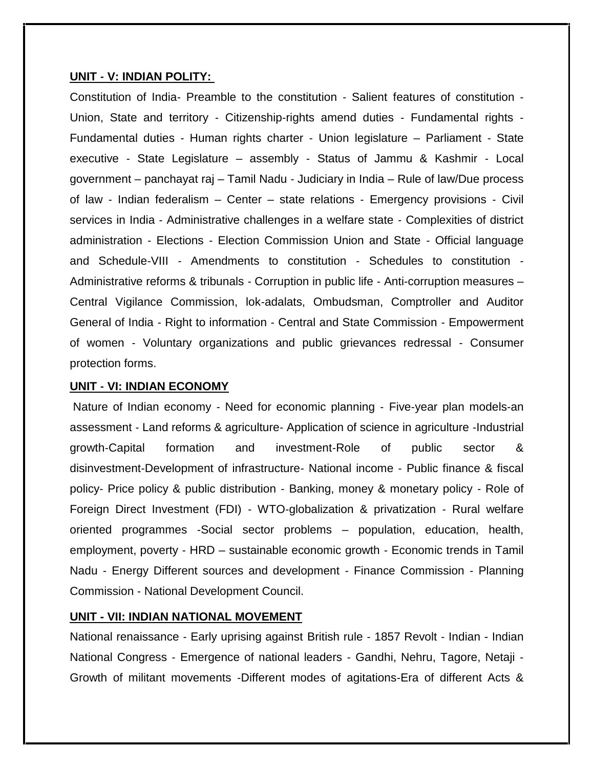**UNIT - V: INDIAN POLITY:**

Constitution of India- Preamble to the constitution - Salient features of constitution - Union, State and territory - Citizenship-rights amend duties - Fundamental rights - Fundamental duties - Human rights charter - Union legislature – Parliament - State executive - State Legislature – assembly - Status of Jammu & Kashmir - Local government – panchayat raj – Tamil Nadu - Judiciary in India – Rule of law/Due process of law - Indian federalism – Center – state relations - Emergency provisions - Civil services in India - Administrative challenges in a welfare state - Complexities of district administration - Elections - Election Commission Union and State - Official language and Schedule-VIII - Amendments to constitution - Schedules to constitution - Administrative reforms & tribunals - Corruption in public life - Anti-corruption measures – Central Vigilance Commission, lok-adalats, Ombudsman, Comptroller and Auditor General of India - Right to information - Central and State Commission - Empowerment of women - Voluntary organizations and public grievances redressal - Consumer protection forms.

**UNIT - VI: INDIAN ECONOMY**

Nature of Indian economy - Need for economic planning - Five-year plan models-an assessment - Land reforms & agriculture- Application of science in agriculture -Industrial growth-Capital formation and investment-Role of public sector & disinvestment-Development of infrastructure- National income - Public finance & fiscal policy- Price policy & public distribution - Banking, money & monetary policy - Role of Foreign Direct Investment (FDI) - WTO-globalization & privatization - Rural welfare oriented programmes -Social sector problems – population, education, health, employment, poverty - HRD – sustainable economic growth - Economic trends in Tamil Nadu - Energy Different sources and development - Finance Commission - Planning Commission - National Development Council.

**UNIT - VII: INDIAN NATIONAL MOVEMENT**

National renaissance - Early uprising against British rule - 1857 Revolt - Indian - Indian National Congress - Emergence of national leaders - Gandhi, Nehru, Tagore, Netaji - Growth of militant movements -Different modes of agitations-Era of different Acts &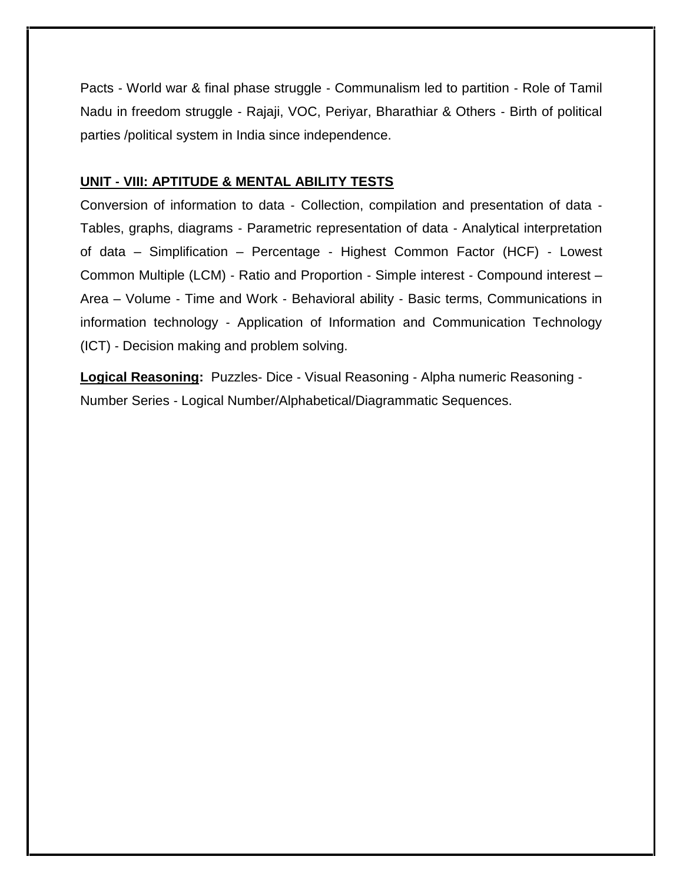Pacts - World war & final phase struggle - Communalism led to partition - Role of Tamil Nadu in freedom struggle - Rajaji, VOC, Periyar, Bharathiar & Others - Birth of political parties /political system in India since independence.

**UNIT - VIII: APTITUDE & MENTAL ABILITY TESTS**

Conversion of information to data - Collection, compilation and presentation of data - Tables, graphs, diagrams - Parametric representation of data - Analytical interpretation of data – Simplification – Percentage - Highest Common Factor (HCF) - Lowest Common Multiple (LCM) - Ratio and Proportion - Simple interest - Compound interest – Area – Volume - Time and Work - Behavioral ability - Basic terms, Communications in information technology - Application of Information and Communication Technology (ICT) - Decision making and problem solving.

**Logical Reasoning:** Puzzles- Dice - Visual Reasoning - Alpha numeric Reasoning - Number Series - Logical Number/Alphabetical/Diagrammatic Sequences.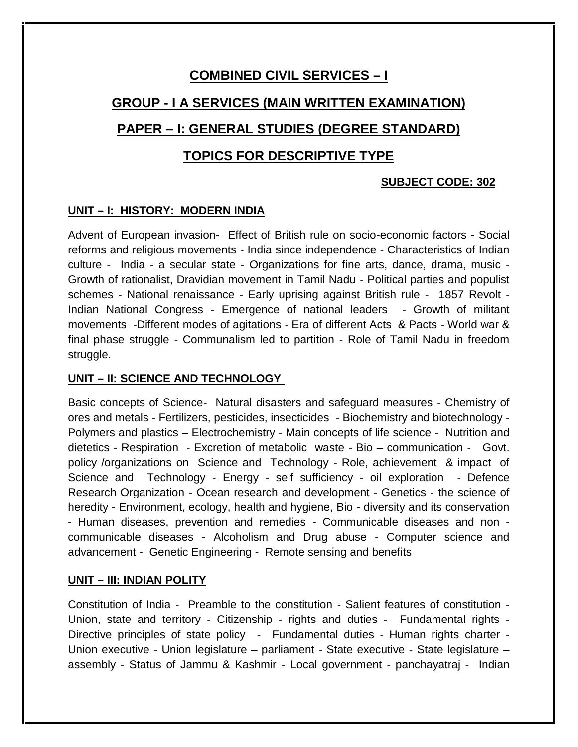# COMBINED CIVIL SERVICES – I

## GROUP - I A SERVICES (MAIN WRITTEN EXAMINATION)

## PAPER – I: GENERAL STUDIES (DEGREE STANDARD)

## TOPICS FOR DESCRIPTIVE TYPE

**SUBJECT CODE: 302**

### UNIT – I: HISTORY: MODERN INDIA

Advent of European invasion- Effect of British rule on socio-economic factors - Social reforms and religious movements - India since independence - Characteristics of Indian culture - India - a secular state - Organizations for fine arts, dance, drama, music - Growth of rationalist, Dravidian movement in Tamil Nadu - Political parties and populist schemes - National renaissance - Early uprising against British rule - 1857 Revolt - Indian National Congress - Emergence of national leaders - Growth of militant movements -Different modes of agitations - Era of different Acts & Pacts - World war & final phase struggle - Communalism led to partition - Role of Tamil Nadu in freedom struggle.

### UNIT – II: SCIENCE AND TECHNOLOGY

Basic concepts of Science- Natural disasters and safeguard measures - Chemistry of ores and metals - Fertilizers, pesticides, insecticides - Biochemistry and biotechnology - Polymers and plastics – Electrochemistry - Main concepts of life science - Nutrition and dietetics - Respiration - Excretion of metabolic waste - Bio – communication - Govt. policy /organizations on Science and Technology - Role, achievement & impact of Science and Technology - Energy - self sufficiency - oil exploration - Defence Research Organization - Ocean research and development - Genetics - the science of heredity - Environment, ecology, health and hygiene, Bio - diversity and its conservation - Human diseases, prevention and remedies - Communicable diseases and non - communicable diseases - Alcoholism and Drug abuse - Computer science and advancement - Genetic Engineering - Remote sensing and benefits

### UNIT – III: INDIAN POLITY

Constitution of India - Preamble to the constitution - Salient features of constitution - Union, state and territory - Citizenship - rights and duties - Fundamental rights - Directive principles of state policy - Fundamental duties - Human rights charter - Union executive - Union legislature – parliament - State executive - State legislature – assembly - Status of Jammu & Kashmir - Local government - panchayatraj - Indian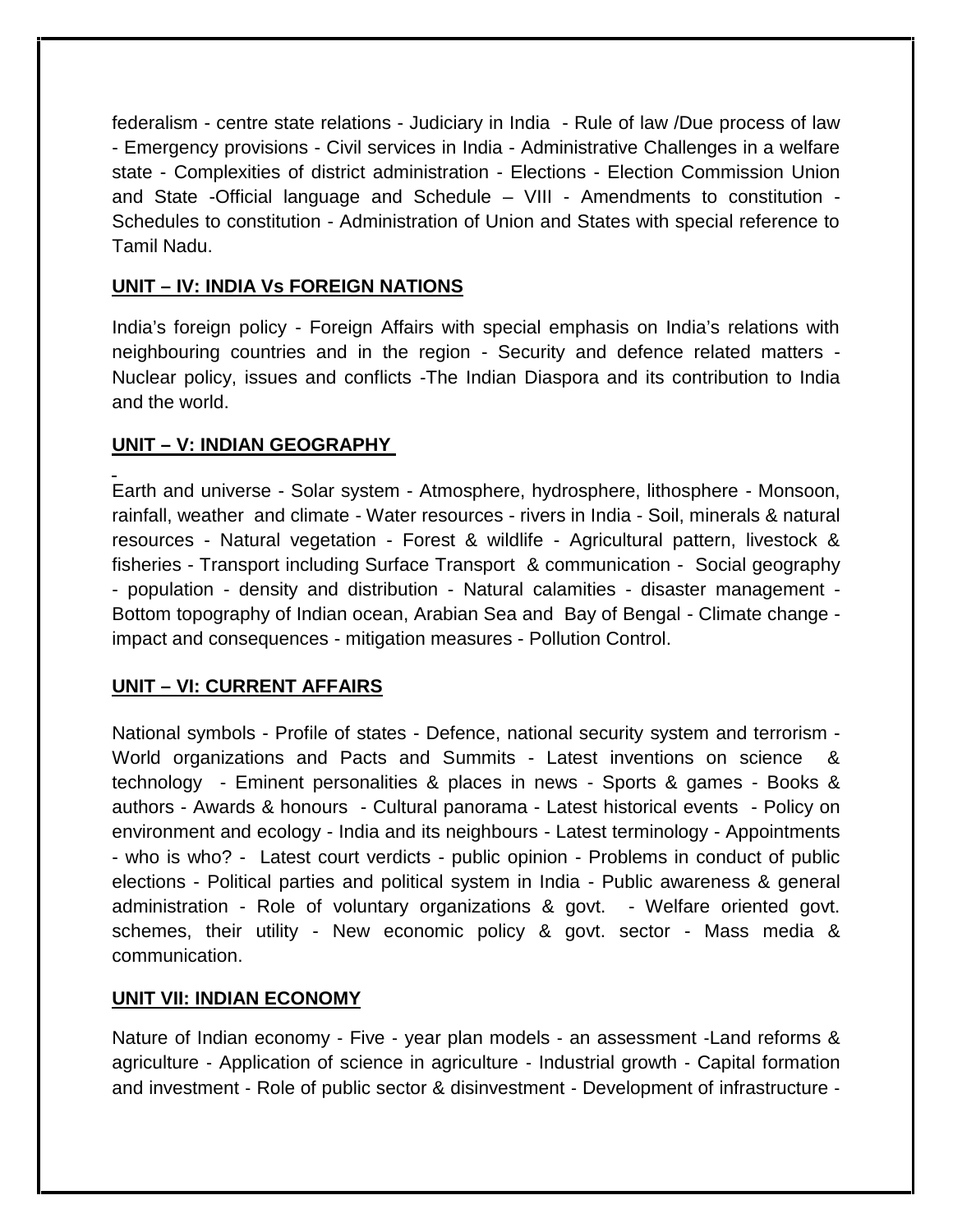federalism - centre state relations - Judiciary in India - Rule of law /Due process of law - Emergency provisions - Civil services in India - Administrative Challenges in a welfare state - Complexities of district administration - Elections - Election Commission Union and State -Official language and Schedule – VIII - Amendments to constitution - Schedules to constitution - Administration of Union and States with special reference to Tamil Nadu.

**UNIT – IV: INDIA Vs FOREIGN NATIONS**

India's foreign policy - Foreign Affairs with special emphasis on India's relations with neighbouring countries and in the region - Security and defence related matters - Nuclear policy, issues and conflicts -The Indian Diaspora and its contribution to India and the world.

**UNIT – V: INDIAN GEOGRAPHY**

Earth and universe - Solar system - Atmosphere, hydrosphere, lithosphere - Monsoon, rainfall, weather and climate - Water resources - rivers in India - Soil, minerals & natural resources - Natural vegetation - Forest & wildlife - Agricultural pattern, livestock & fisheries - Transport including Surface Transport & communication - Social geography - population - density and distribution - Natural calamities - disaster management - Bottom topography of Indian ocean, Arabian Sea and Bay of Bengal - Climate change - impact and consequences - mitigation measures - Pollution Control.

**UNIT – VI: CURRENT AFFAIRS**

National symbols - Profile of states - Defence, national security system and terrorism - World organizations and Pacts and Summits - Latest inventions on science & technology - Eminent personalities & places in news - Sports & games - Books & authors - Awards & honours - Cultural panorama - Latest historical events - Policy on environment and ecology - India and its neighbours - Latest terminology - Appointments - who is who? - Latest court verdicts - public opinion - Problems in conduct of public elections - Political parties and political system in India - Public awareness & general administration - Role of voluntary organizations & govt. - Welfare oriented govt. schemes, their utility - New economic policy & govt. sector - Mass media & communication.

**UNIT VII: INDIAN ECONOMY**

Nature of Indian economy - Five - year plan models - an assessment -Land reforms & agriculture - Application of science in agriculture - Industrial growth - Capital formation and investment - Role of public sector & disinvestment - Development of infrastructure -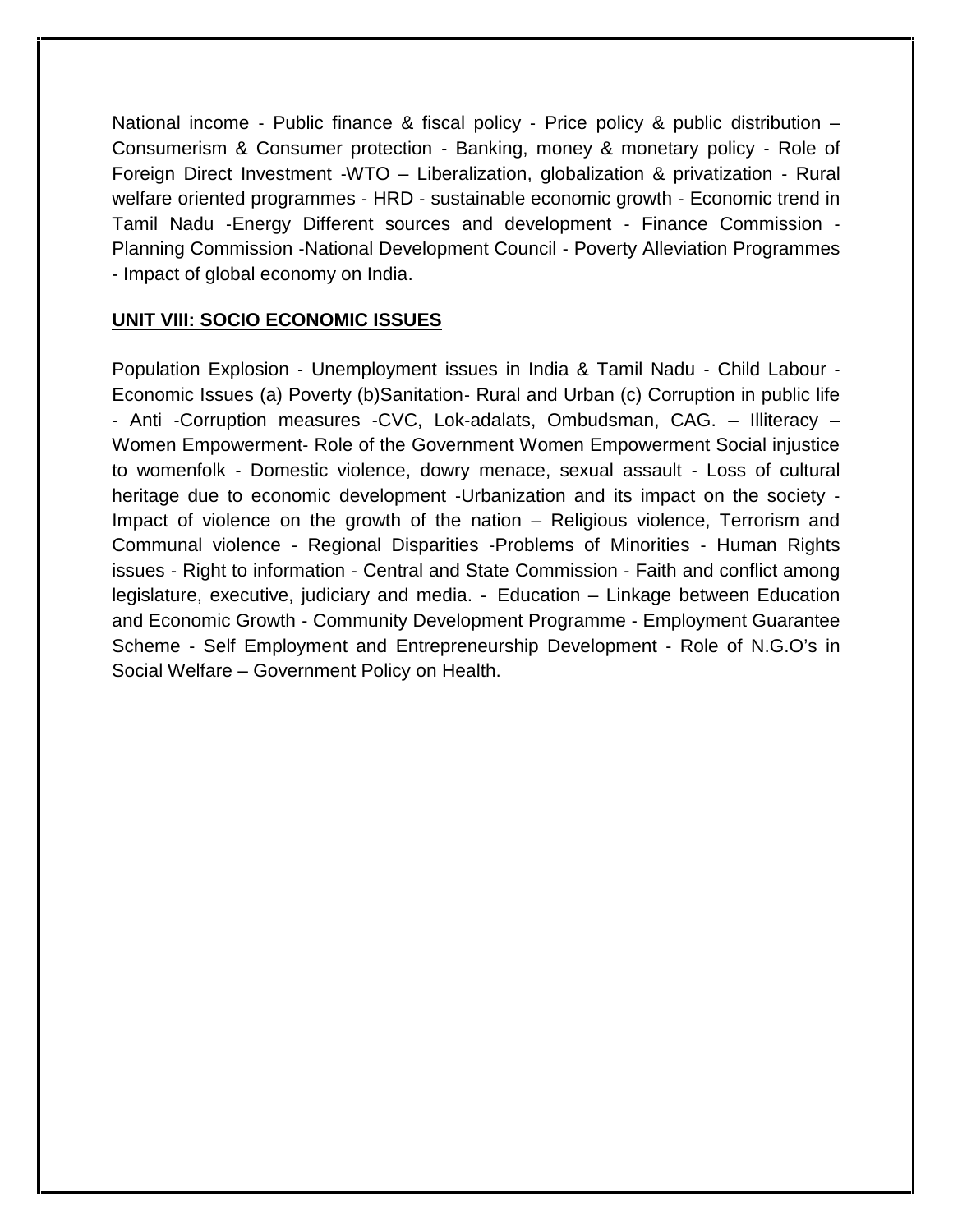National income - Public finance & fiscal policy - Price policy & public distribution – Consumerism & Consumer protection - Banking, money & monetary policy - Role of Foreign Direct Investment -WTO – Liberalization, globalization & privatization - Rural welfare oriented programmes - HRD - sustainable economic growth - Economic trend in Tamil Nadu -Energy Different sources and development - Finance Commission - Planning Commission -National Development Council - Poverty Alleviation Programmes - Impact of global economy on India.

**UNIT VIII: SOCIO ECONOMIC ISSUES**

Population Explosion - Unemployment issues in India & Tamil Nadu - Child Labour - Economic Issues (a) Poverty (b)Sanitation- Rural and Urban (c) Corruption in public life - Anti -Corruption measures -CVC, Lok-adalats, Ombudsman, CAG. – Illiteracy – Women Empowerment- Role of the Government Women Empowerment Social injustice to womenfolk - Domestic violence, dowry menace, sexual assault - Loss of cultural heritage due to economic development -Urbanization and its impact on the society - Impact of violence on the growth of the nation – Religious violence, Terrorism and Communal violence - Regional Disparities -Problems of Minorities - Human Rights issues - Right to information - Central and State Commission - Faith and conflict among legislature, executive, judiciary and media. - Education – Linkage between Education and Economic Growth - Community Development Programme - Employment Guarantee Scheme - Self Employment and Entrepreneurship Development - Role of N.G.O's in Social Welfare – Government Policy on Health.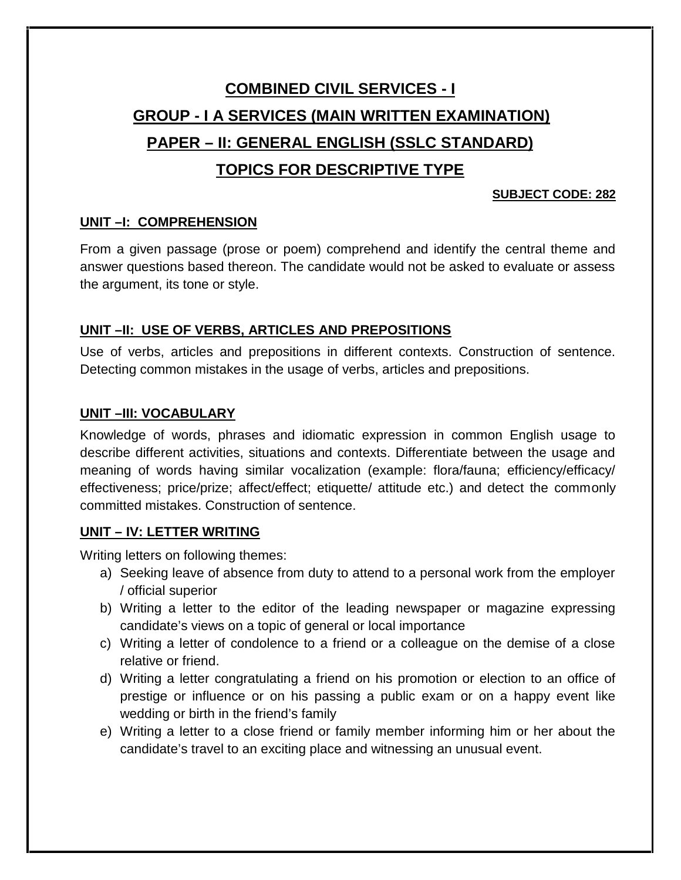# COMBINED CIVIL SERVICES - I

## GROUP - I A SERVICES (MAIN WRITTEN EXAMINATION)

## PAPER – II: GENERAL ENGLISH (SSLC STANDARD)

## TOPICS FOR DESCRIPTIVE TYPE

**SUBJECT CODE: 282**

### UNIT –I: COMPREHENSION

From a given passage (prose or poem) comprehend and identify the central theme and answer questions based thereon. The candidate would not be asked to evaluate or assess the argument, its tone or style.

### UNIT –II: USE OF VERBS, ARTICLES AND PREPOSITIONS

Use of verbs, articles and prepositions in different contexts. Construction of sentence. Detecting common mistakes in the usage of verbs, articles and prepositions.

### UNIT –III: VOCABULARY

Knowledge of words, phrases and idiomatic expression in common English usage to describe different activities, situations and contexts. Differentiate between the usage and meaning of words having similar vocalization (example: flora/fauna; efficiency/efficacy/ effectiveness; price/prize; affect/effect; etiquette/ attitude etc.) and detect the commonly committed mistakes. Construction of sentence.

### UNIT – IV: LETTER WRITING

Writing letters on following themes:

a) Seeking leave of absence from duty to attend to a personal work from the employer / official superior
b) Writing a letter to the editor of the leading newspaper or magazine expressing candidate's views on a topic of general or local importance
c) Writing a letter of condolence to a friend or a colleague on the demise of a close relative or friend.
d) Writing a letter congratulating a friend on his promotion or election to an office of prestige or influence or on his passing a public exam or on a happy event like wedding or birth in the friend's family
e) Writing a letter to a close friend or family member informing him or her about the candidate's travel to an exciting place and witnessing an unusual event.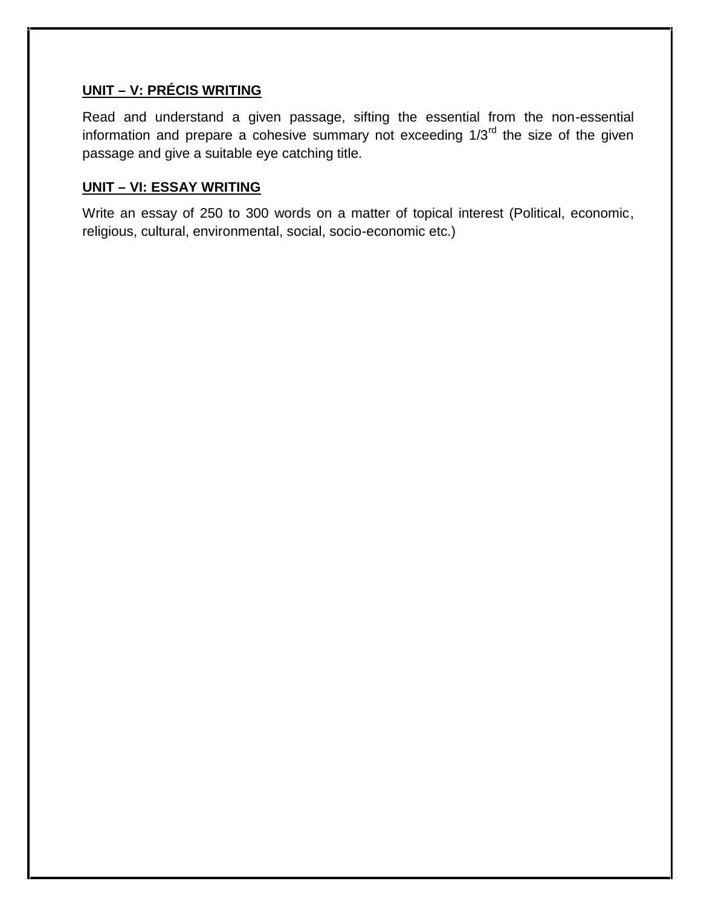## UNIT – V: PRÉCIS WRITING

Read and understand a given passage, sifting the essential from the non-essential information and prepare a cohesive summary not exceeding 1/3rd the size of the given passage and give a suitable eye catching title.

## UNIT – VI: ESSAY WRITING

Write an essay of 250 to 300 words on a matter of topical interest (Political, economic, religious, cultural, environmental, social, socio-economic etc.)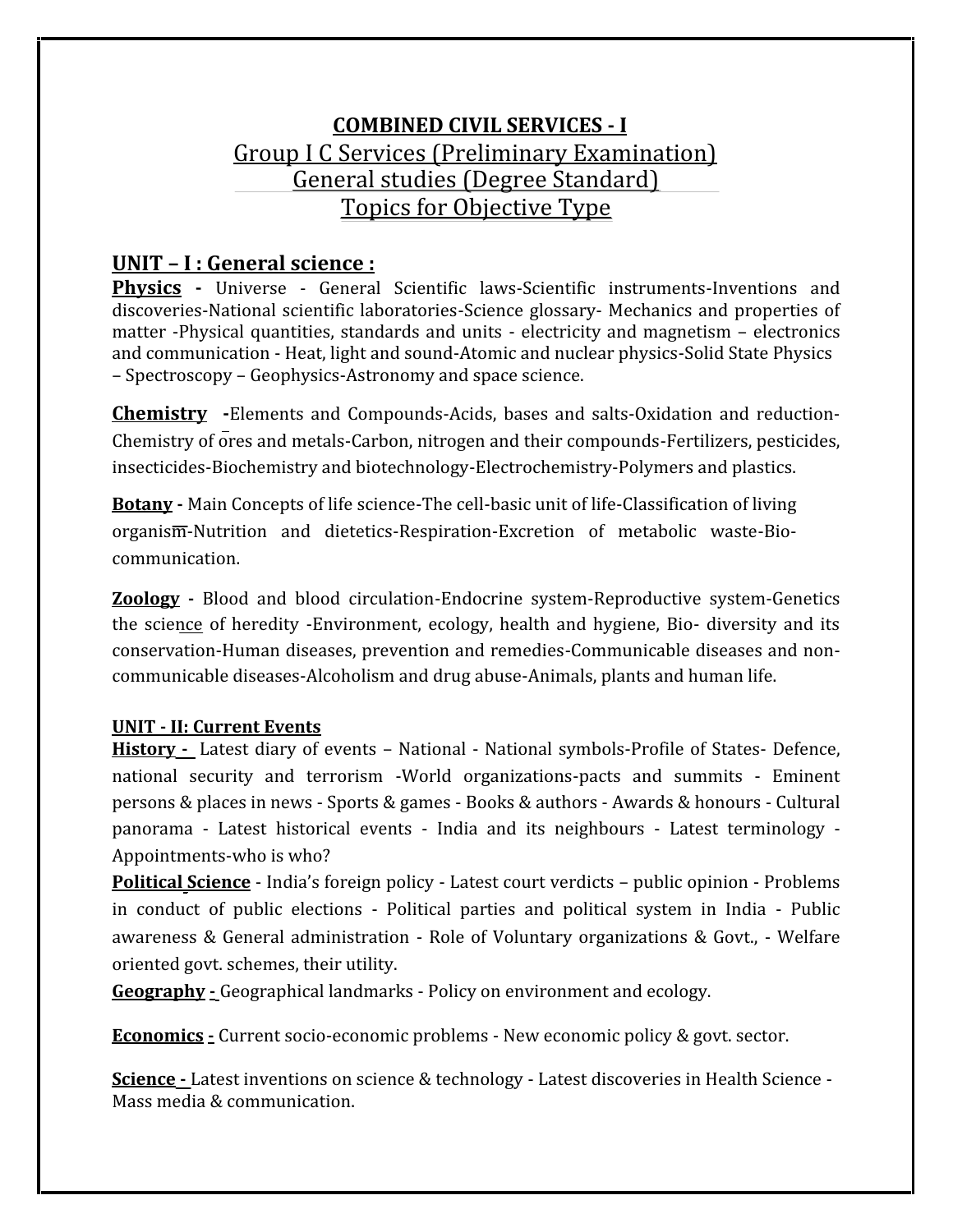# COMBINED CIVIL SERVICES - I

## Group I C Services (Preliminary Examination)

## General studies (Degree Standard)

## Topics for Objective Type

## UNIT – I : General science :

**Physics** - Universe - General Scientific laws-Scientific instruments-Inventions and discoveries-National scientific laboratories-Science glossary- Mechanics and properties of matter -Physical quantities, standards and units - electricity and magnetism – electronics and communication - Heat, light and sound-Atomic and nuclear physics-Solid State Physics – Spectroscopy – Geophysics-Astronomy and space science.

**Chemistry** -Elements and Compounds-Acids, bases and salts-Oxidation and reduction-Chemistry of ores and metals-Carbon, nitrogen and their compounds-Fertilizers, pesticides, insecticides-Biochemistry and biotechnology-Electrochemistry-Polymers and plastics.

**Botany** - Main Concepts of life science-The cell-basic unit of life-Classification of living organism-Nutrition and dietetics-Respiration-Excretion of metabolic waste-Bio-communication.

**Zoology** - Blood and blood circulation-Endocrine system-Reproductive system-Genetics the science of heredity -Environment, ecology, health and hygiene, Bio- diversity and its conservation-Human diseases, prevention and remedies-Communicable diseases and non-communicable diseases-Alcoholism and drug abuse-Animals, plants and human life.

### UNIT - II: Current Events

**History** - Latest diary of events – National - National symbols-Profile of States- Defence, national security and terrorism -World organizations-pacts and summits - Eminent persons & places in news - Sports & games - Books & authors - Awards & honours - Cultural panorama - Latest historical events - India and its neighbours - Latest terminology - Appointments-who is who?

**Political Science** - India's foreign policy - Latest court verdicts – public opinion - Problems in conduct of public elections - Political parties and political system in India - Public awareness & General administration - Role of Voluntary organizations & Govt., - Welfare oriented govt. schemes, their utility.

**Geography** - Geographical landmarks - Policy on environment and ecology.

**Economics** - Current socio-economic problems - New economic policy & govt. sector.

**Science** - Latest inventions on science & technology - Latest discoveries in Health Science - Mass media & communication.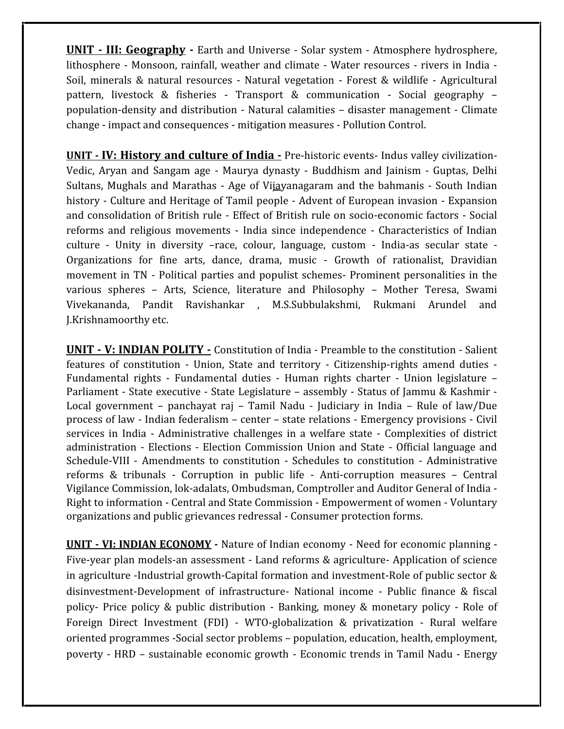**UNIT - III: Geography -** Earth and Universe - Solar system - Atmosphere hydrosphere, lithosphere - Monsoon, rainfall, weather and climate - Water resources - rivers in India - Soil, minerals & natural resources - Natural vegetation - Forest & wildlife - Agricultural pattern, livestock & fisheries - Transport & communication - Social geography – population-density and distribution - Natural calamities – disaster management - Climate change - impact and consequences - mitigation measures - Pollution Control.

**UNIT - IV: History and culture of India -** Pre-historic events- Indus valley civilization- Vedic, Aryan and Sangam age - Maurya dynasty - Buddhism and Jainism - Guptas, Delhi Sultans, Mughals and Marathas - Age of Vijayanagaram and the bahmanis - South Indian history - Culture and Heritage of Tamil people - Advent of European invasion - Expansion and consolidation of British rule - Effect of British rule on socio-economic factors - Social reforms and religious movements - India since independence - Characteristics of Indian culture - Unity in diversity –race, colour, language, custom - India-as secular state - Organizations for fine arts, dance, drama, music - Growth of rationalist, Dravidian movement in TN - Political parties and populist schemes- Prominent personalities in the various spheres – Arts, Science, literature and Philosophy – Mother Teresa, Swami Vivekananda, Pandit Ravishankar , M.S.Subbulakshmi, Rukmani Arundel and J.Krishnamoorthy etc.

**UNIT - V: INDIAN POLITY -** Constitution of India - Preamble to the constitution - Salient features of constitution - Union, State and territory - Citizenship-rights amend duties - Fundamental rights - Fundamental duties - Human rights charter - Union legislature – Parliament - State executive - State Legislature – assembly - Status of Jammu & Kashmir - Local government – panchayat raj – Tamil Nadu - Judiciary in India – Rule of law/Due process of law - Indian federalism – center – state relations - Emergency provisions - Civil services in India - Administrative challenges in a welfare state - Complexities of district administration - Elections - Election Commission Union and State - Official language and Schedule-VIII - Amendments to constitution - Schedules to constitution - Administrative reforms & tribunals - Corruption in public life - Anti-corruption measures – Central Vigilance Commission, lok-adalats, Ombudsman, Comptroller and Auditor General of India - Right to information - Central and State Commission - Empowerment of women - Voluntary organizations and public grievances redressal - Consumer protection forms.

**UNIT - VI: INDIAN ECONOMY -** Nature of Indian economy - Need for economic planning - Five-year plan models-an assessment - Land reforms & agriculture- Application of science in agriculture -Industrial growth-Capital formation and investment-Role of public sector & disinvestment-Development of infrastructure- National income - Public finance & fiscal policy- Price policy & public distribution - Banking, money & monetary policy - Role of Foreign Direct Investment (FDI) - WTO-globalization & privatization - Rural welfare oriented programmes -Social sector problems – population, education, health, employment, poverty - HRD – sustainable economic growth - Economic trends in Tamil Nadu - Energy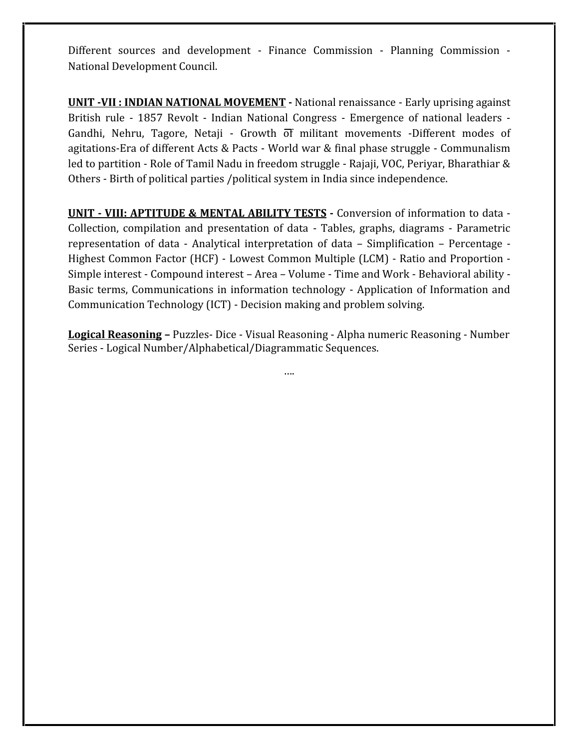Different sources and development - Finance Commission - Planning Commission - National Development Council.

**UNIT -VII : INDIAN NATIONAL MOVEMENT -** National renaissance - Early uprising against British rule - 1857 Revolt - Indian National Congress - Emergence of national leaders - Gandhi, Nehru, Tagore, Netaji - Growth of militant movements -Different modes of agitations-Era of different Acts & Pacts - World war & final phase struggle - Communalism led to partition - Role of Tamil Nadu in freedom struggle - Rajaji, VOC, Periyar, Bharathiar & Others - Birth of political parties /political system in India since independence.

**UNIT - VIII: APTITUDE & MENTAL ABILITY TESTS -** Conversion of information to data - Collection, compilation and presentation of data - Tables, graphs, diagrams - Parametric representation of data - Analytical interpretation of data – Simplification – Percentage - Highest Common Factor (HCF) - Lowest Common Multiple (LCM) - Ratio and Proportion - Simple interest - Compound interest – Area – Volume - Time and Work - Behavioral ability - Basic terms, Communications in information technology - Application of Information and Communication Technology (ICT) - Decision making and problem solving.

**Logical Reasoning –** Puzzles- Dice - Visual Reasoning - Alpha numeric Reasoning - Number Series - Logical Number/Alphabetical/Diagrammatic Sequences.

....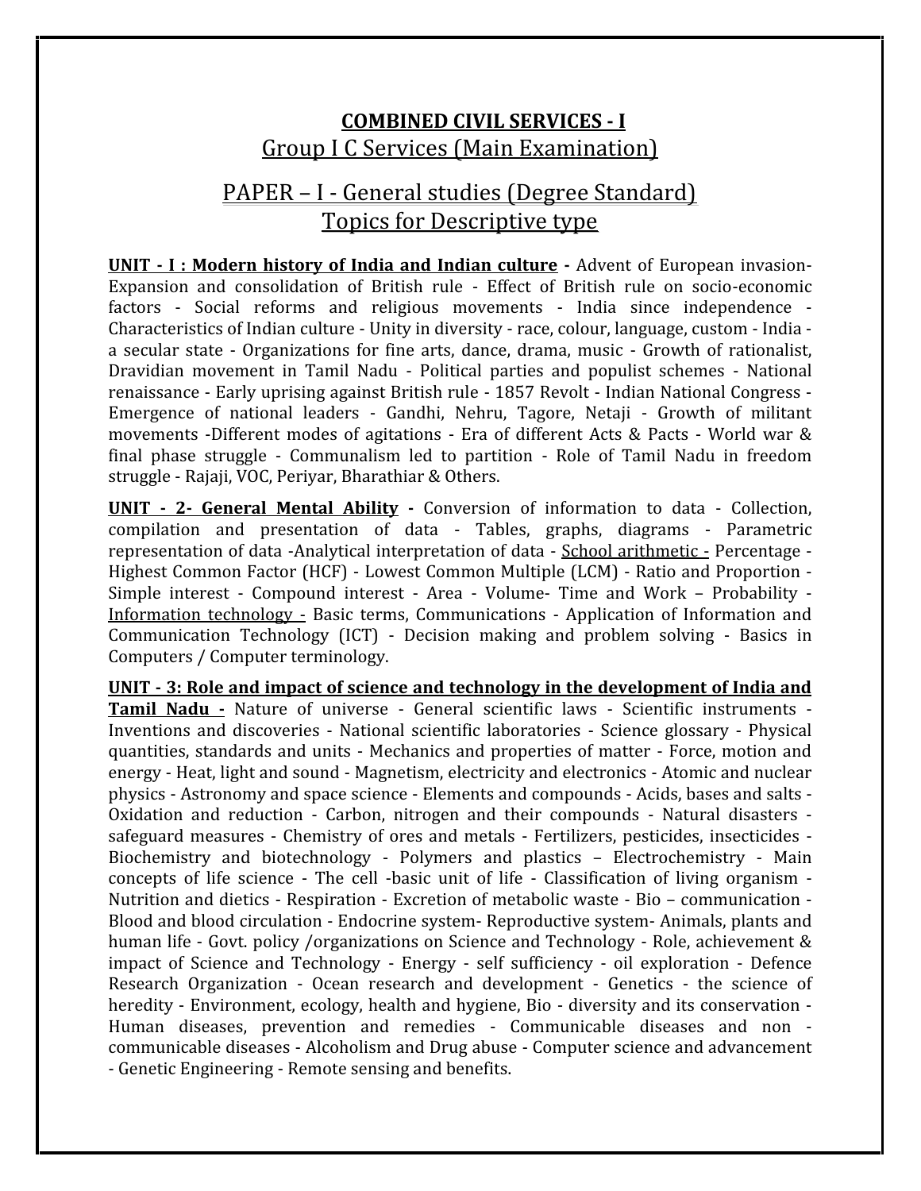**COMBINED CIVIL SERVICES - I**

Group I C Services (Main Examination)

PAPER – I - General studies (Degree Standard)

Topics for Descriptive type

**UNIT - I : Modern history of India and Indian culture -** Advent of European invasion- Expansion and consolidation of British rule - Effect of British rule on socio-economic factors - Social reforms and religious movements - India since independence - Characteristics of Indian culture - Unity in diversity - race, colour, language, custom - India - a secular state - Organizations for fine arts, dance, drama, music - Growth of rationalist, Dravidian movement in Tamil Nadu - Political parties and populist schemes - National renaissance - Early uprising against British rule - 1857 Revolt - Indian National Congress - Emergence of national leaders - Gandhi, Nehru, Tagore, Netaji - Growth of militant movements -Different modes of agitations - Era of different Acts & Pacts - World war & final phase struggle - Communalism led to partition - Role of Tamil Nadu in freedom struggle - Rajaji, VOC, Periyar, Bharathiar & Others.

**UNIT - 2- General Mental Ability -** Conversion of information to data - Collection, compilation and presentation of data - Tables, graphs, diagrams - Parametric representation of data -Analytical interpretation of data - School arithmetic - Percentage - Highest Common Factor (HCF) - Lowest Common Multiple (LCM) - Ratio and Proportion - Simple interest - Compound interest - Area - Volume- Time and Work – Probability - Information technology - Basic terms, Communications - Application of Information and Communication Technology (ICT) - Decision making and problem solving - Basics in Computers / Computer terminology.

**UNIT - 3: Role and impact of science and technology in the development of India and Tamil Nadu -** Nature of universe - General scientific laws - Scientific instruments - Inventions and discoveries - National scientific laboratories - Science glossary - Physical quantities, standards and units - Mechanics and properties of matter - Force, motion and energy - Heat, light and sound - Magnetism, electricity and electronics - Atomic and nuclear physics - Astronomy and space science - Elements and compounds - Acids, bases and salts - Oxidation and reduction - Carbon, nitrogen and their compounds - Natural disasters - safeguard measures - Chemistry of ores and metals - Fertilizers, pesticides, insecticides - Biochemistry and biotechnology - Polymers and plastics – Electrochemistry - Main concepts of life science - The cell -basic unit of life - Classification of living organism - Nutrition and dietics - Respiration - Excretion of metabolic waste - Bio – communication - Blood and blood circulation - Endocrine system- Reproductive system- Animals, plants and human life - Govt. policy /organizations on Science and Technology - Role, achievement & impact of Science and Technology - Energy - self sufficiency - oil exploration - Defence Research Organization - Ocean research and development - Genetics - the science of heredity - Environment, ecology, health and hygiene, Bio - diversity and its conservation - Human diseases, prevention and remedies - Communicable diseases and non - communicable diseases - Alcoholism and Drug abuse - Computer science and advancement - Genetic Engineering - Remote sensing and benefits.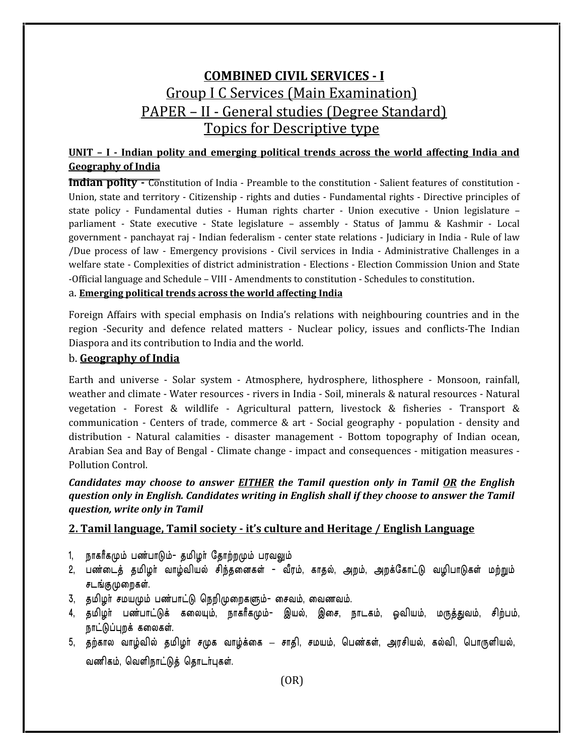# COMBINED CIVIL SERVICES - I

## Group I C Services (Main Examination)

## PAPER – II - General studies (Degree Standard)

## Topics for Descriptive type

**UNIT – I - Indian polity and emerging political trends across the world affecting India and Geography of India**

**Indian polity -** Constitution of India - Preamble to the constitution - Salient features of constitution - Union, state and territory - Citizenship - rights and duties - Fundamental rights - Directive principles of state policy - Fundamental duties - Human rights charter - Union executive - Union legislature – parliament - State executive - State legislature – assembly - Status of Jammu & Kashmir - Local government - panchayat raj - Indian federalism - center state relations - Judiciary in India - Rule of law /Due process of law - Emergency provisions - Civil services in India - Administrative Challenges in a welfare state - Complexities of district administration - Elections - Election Commission Union and State -Official language and Schedule – VIII - Amendments to constitution - Schedules to constitution.

a. **Emerging political trends across the world affecting India**

Foreign Affairs with special emphasis on India's relations with neighbouring countries and in the region -Security and defence related matters - Nuclear policy, issues and conflicts-The Indian Diaspora and its contribution to India and the world.

b. **Geography of India**

Earth and universe - Solar system - Atmosphere, hydrosphere, lithosphere - Monsoon, rainfall, weather and climate - Water resources - rivers in India - Soil, minerals & natural resources - Natural vegetation - Forest & wildlife - Agricultural pattern, livestock & fisheries - Transport & communication - Centers of trade, commerce & art - Social geography - population - density and distribution - Natural calamities - disaster management - Bottom topography of Indian ocean, Arabian Sea and Bay of Bengal - Climate change - impact and consequences - mitigation measures - Pollution Control.

***Candidates may choose to answer EITHER the Tamil question only in Tamil OR the English question only in English. Candidates writing in English shall if they choose to answer the Tamil question, write only in Tamil***

## 2. Tamil language, Tamil society - it's culture and Heritage / English Language

1, நாகரீகமும் பண்பாடும்- தமிழர் தோற்றமும் பரவலும்
2, பண்டைத் தமிழர் வாழ்வியல் சிந்தனைகள் - வீரம், காதல், அறம், அறக்கோட்டு வழிபாடுகள் மற்றும் சடங்குமுறைகள்.
3, தமிழர் சமயமும் பண்பாட்டு நெறிமுறைகளும்- சைவம், வைணவம்.
4, தமிழர் பண்பாட்டுக் கலையும், நாகரீகமும்- இயல், இசை, நாடகம், ஓவியம், மருத்துவம், சிற்பம், நாட்டுப்புறக் கலைகள்.
5, தற்கால வாழ்வில் தமிழர் சமுக வாழ்க்கை – சாதி, சமயம், பெண்கள், அரசியல், கல்வி, பொருளியல், வணிகம், வெளிநாட்டுத் தொடர்புகள்.

(OR)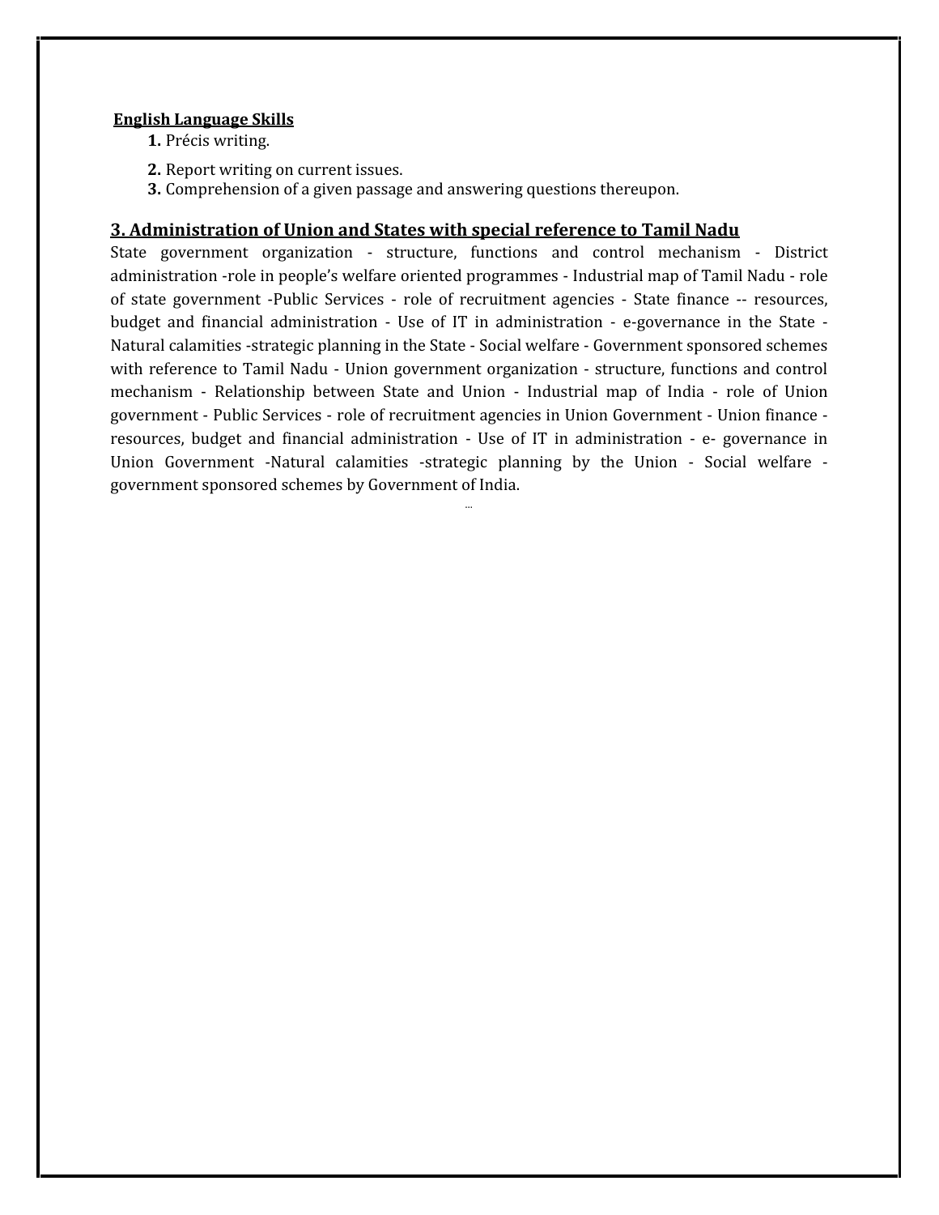**English Language Skills**

1. Précis writing.
2. Report writing on current issues.
3. Comprehension of a given passage and answering questions thereupon.

## 3. Administration of Union and States with special reference to Tamil Nadu

State government organization - structure, functions and control mechanism - District administration -role in people's welfare oriented programmes - Industrial map of Tamil Nadu - role of state government -Public Services - role of recruitment agencies - State finance -- resources, budget and financial administration - Use of IT in administration - e-governance in the State - Natural calamities -strategic planning in the State - Social welfare - Government sponsored schemes with reference to Tamil Nadu - Union government organization - structure, functions and control mechanism - Relationship between State and Union - Industrial map of India - role of Union government - Public Services - role of recruitment agencies in Union Government - Union finance - resources, budget and financial administration - Use of IT in administration - e- governance in Union Government -Natural calamities -strategic planning by the Union - Social welfare - government sponsored schemes by Government of India.

...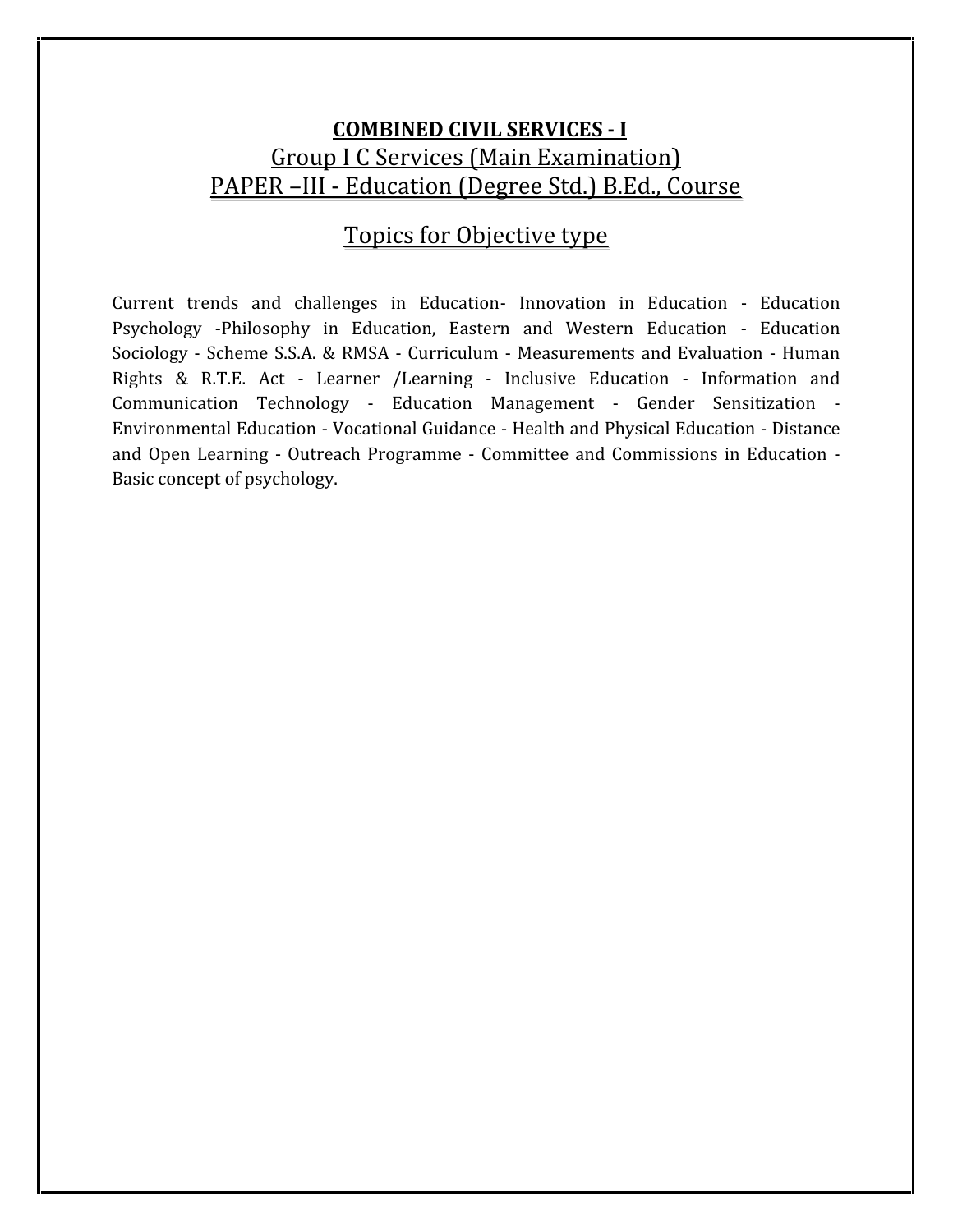# COMBINED CIVIL SERVICES - I

## Group I C Services (Main Examination)

## PAPER –III - Education (Degree Std.) B.Ed., Course

### Topics for Objective type

Current trends and challenges in Education- Innovation in Education - Education Psychology -Philosophy in Education, Eastern and Western Education - Education Sociology - Scheme S.S.A. & RMSA - Curriculum - Measurements and Evaluation - Human Rights & R.T.E. Act - Learner /Learning - Inclusive Education - Information and Communication Technology - Education Management - Gender Sensitization - Environmental Education - Vocational Guidance - Health and Physical Education - Distance and Open Learning - Outreach Programme - Committee and Commissions in Education - Basic concept of psychology.